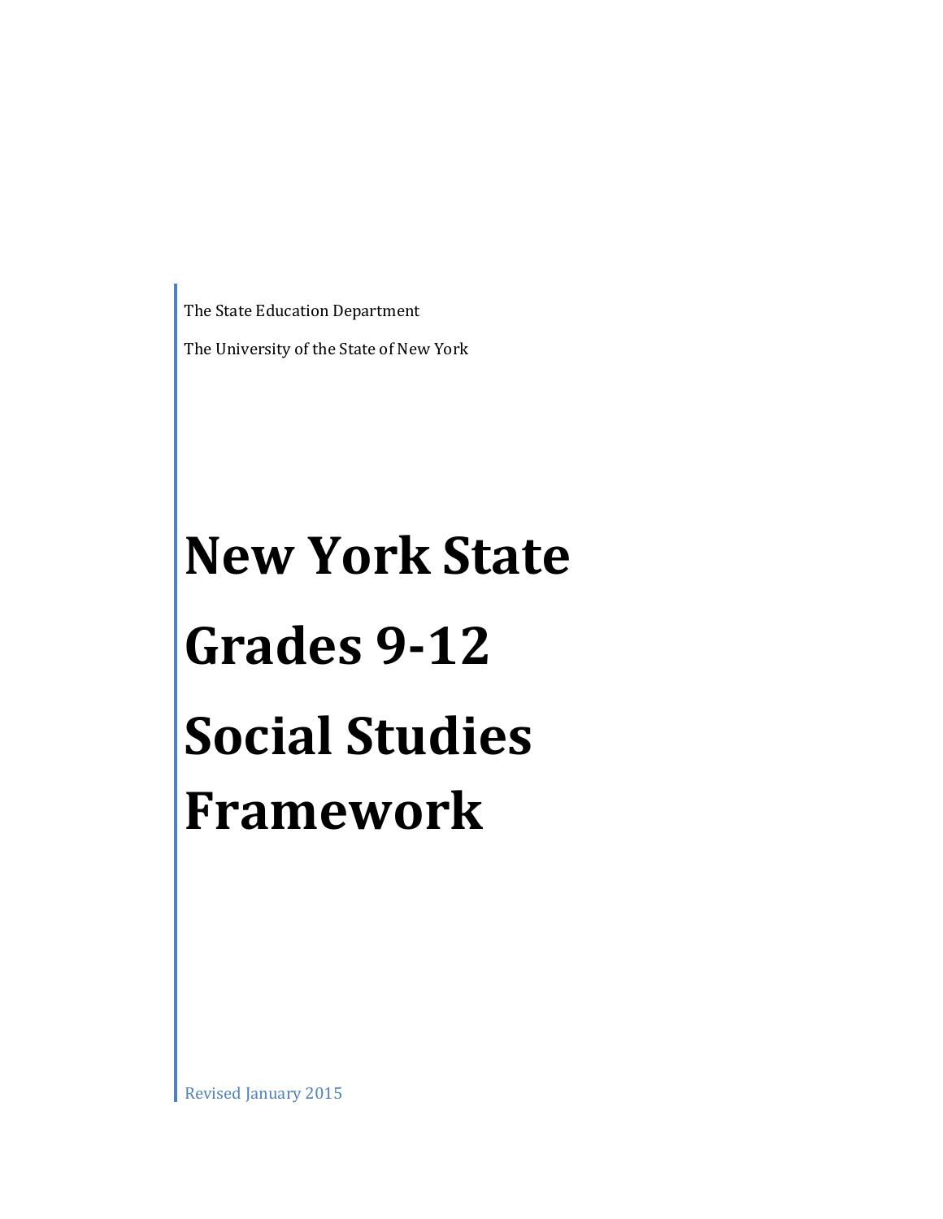The State Education Department

The University of the State of New York

# New York State Grades 9-12 Social Studies Framework

Revised January 2015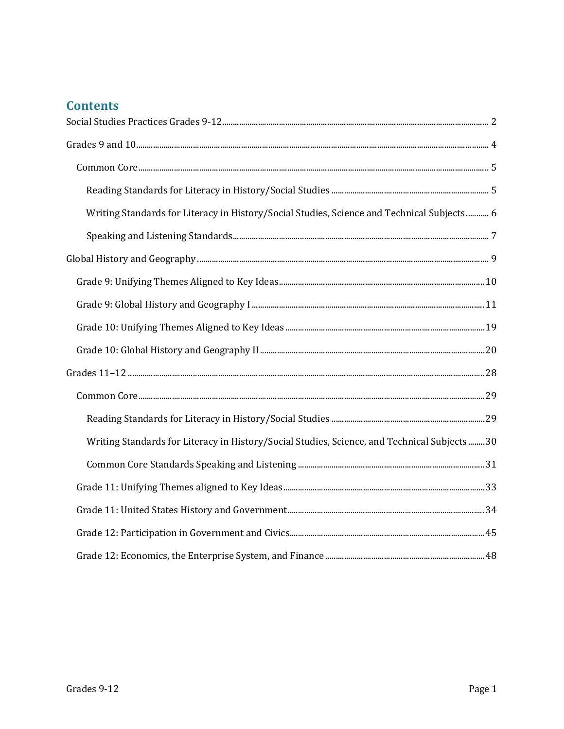## Contents

Social Studies Practices Grades 9-12 ........ 2

Grades 9 and 10 ........ 4

- Common Core ........ 5
  - Reading Standards for Literacy in History/Social Studies ........ 5
  - Writing Standards for Literacy in History/Social Studies, Science and Technical Subjects ........ 6
  - Speaking and Listening Standards ........ 7

Global History and Geography ........ 9

- Grade 9: Unifying Themes Aligned to Key Ideas ........ 10
- Grade 9: Global History and Geography I ........ 11
- Grade 10: Unifying Themes Aligned to Key Ideas ........ 19
- Grade 10: Global History and Geography II ........ 20

Grades 11–12 ........ 28

- Common Core ........ 29
  - Reading Standards for Literacy in History/Social Studies ........ 29
  - Writing Standards for Literacy in History/Social Studies, Science, and Technical Subjects ........ 30
  - Common Core Standards Speaking and Listening ........ 31
- Grade 11: Unifying Themes aligned to Key Ideas ........ 33
- Grade 11: United States History and Government ........ 34
- Grade 12: Participation in Government and Civics ........ 45
- Grade 12: Economics, the Enterprise System, and Finance ........ 48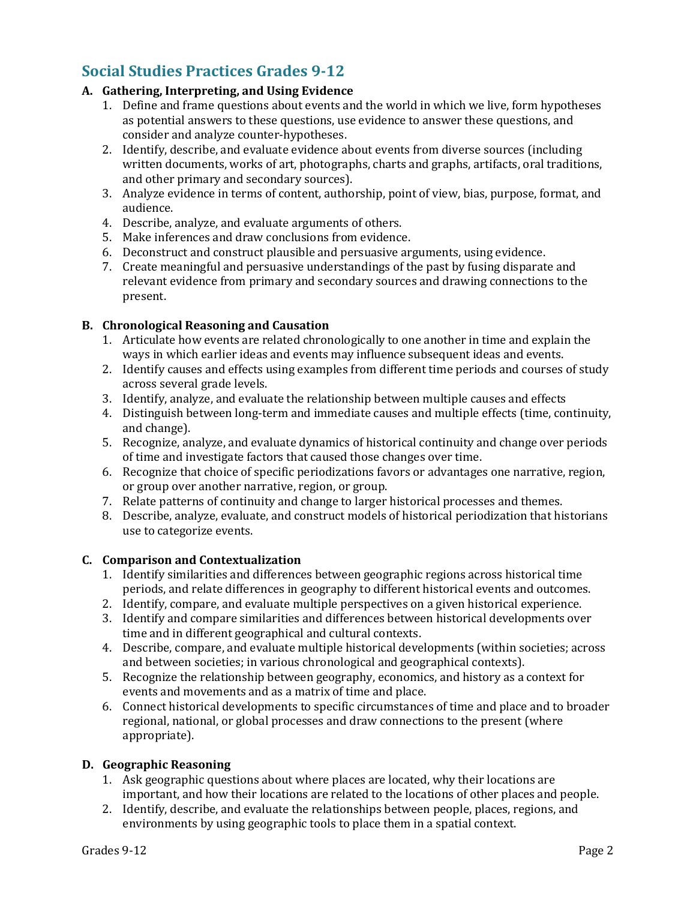## Social Studies Practices Grades 9-12

**A. Gathering, Interpreting, and Using Evidence**

1. Define and frame questions about events and the world in which we live, form hypotheses as potential answers to these questions, use evidence to answer these questions, and consider and analyze counter-hypotheses.
2. Identify, describe, and evaluate evidence about events from diverse sources (including written documents, works of art, photographs, charts and graphs, artifacts, oral traditions, and other primary and secondary sources).
3. Analyze evidence in terms of content, authorship, point of view, bias, purpose, format, and audience.
4. Describe, analyze, and evaluate arguments of others.
5. Make inferences and draw conclusions from evidence.
6. Deconstruct and construct plausible and persuasive arguments, using evidence.
7. Create meaningful and persuasive understandings of the past by fusing disparate and relevant evidence from primary and secondary sources and drawing connections to the present.

**B. Chronological Reasoning and Causation**

1. Articulate how events are related chronologically to one another in time and explain the ways in which earlier ideas and events may influence subsequent ideas and events.
2. Identify causes and effects using examples from different time periods and courses of study across several grade levels.
3. Identify, analyze, and evaluate the relationship between multiple causes and effects
4. Distinguish between long-term and immediate causes and multiple effects (time, continuity, and change).
5. Recognize, analyze, and evaluate dynamics of historical continuity and change over periods of time and investigate factors that caused those changes over time.
6. Recognize that choice of specific periodizations favors or advantages one narrative, region, or group over another narrative, region, or group.
7. Relate patterns of continuity and change to larger historical processes and themes.
8. Describe, analyze, evaluate, and construct models of historical periodization that historians use to categorize events.

**C. Comparison and Contextualization**

1. Identify similarities and differences between geographic regions across historical time periods, and relate differences in geography to different historical events and outcomes.
2. Identify, compare, and evaluate multiple perspectives on a given historical experience.
3. Identify and compare similarities and differences between historical developments over time and in different geographical and cultural contexts.
4. Describe, compare, and evaluate multiple historical developments (within societies; across and between societies; in various chronological and geographical contexts).
5. Recognize the relationship between geography, economics, and history as a context for events and movements and as a matrix of time and place.
6. Connect historical developments to specific circumstances of time and place and to broader regional, national, or global processes and draw connections to the present (where appropriate).

**D. Geographic Reasoning**

1. Ask geographic questions about where places are located, why their locations are important, and how their locations are related to the locations of other places and people.
2. Identify, describe, and evaluate the relationships between people, places, regions, and environments by using geographic tools to place them in a spatial context.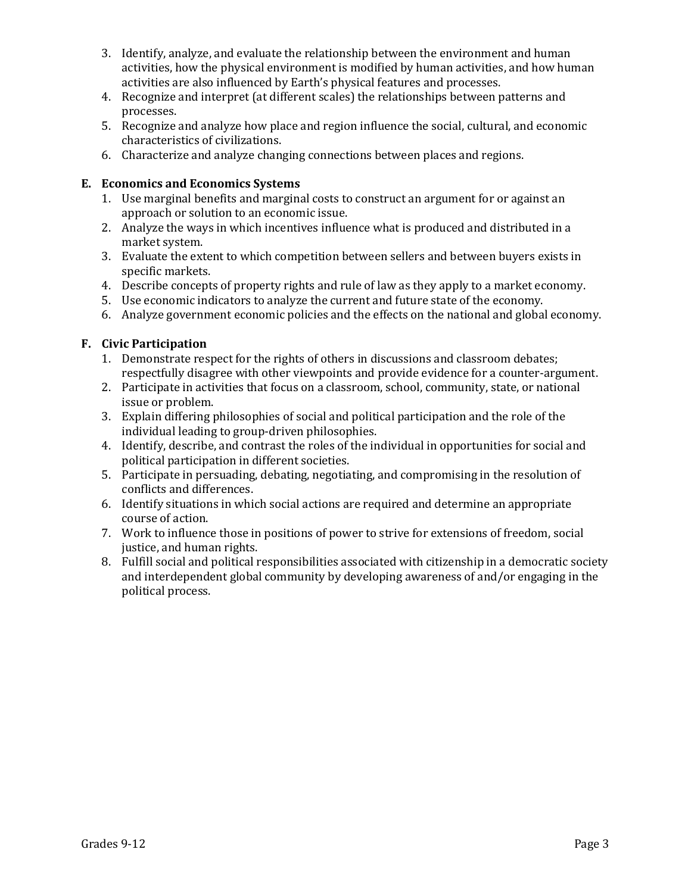3. Identify, analyze, and evaluate the relationship between the environment and human activities, how the physical environment is modified by human activities, and how human activities are also influenced by Earth's physical features and processes.
4. Recognize and interpret (at different scales) the relationships between patterns and processes.
5. Recognize and analyze how place and region influence the social, cultural, and economic characteristics of civilizations.
6. Characterize and analyze changing connections between places and regions.

**E. Economics and Economics Systems**

1. Use marginal benefits and marginal costs to construct an argument for or against an approach or solution to an economic issue.
2. Analyze the ways in which incentives influence what is produced and distributed in a market system.
3. Evaluate the extent to which competition between sellers and between buyers exists in specific markets.
4. Describe concepts of property rights and rule of law as they apply to a market economy.
5. Use economic indicators to analyze the current and future state of the economy.
6. Analyze government economic policies and the effects on the national and global economy.

**F. Civic Participation**

1. Demonstrate respect for the rights of others in discussions and classroom debates; respectfully disagree with other viewpoints and provide evidence for a counter-argument.
2. Participate in activities that focus on a classroom, school, community, state, or national issue or problem.
3. Explain differing philosophies of social and political participation and the role of the individual leading to group-driven philosophies.
4. Identify, describe, and contrast the roles of the individual in opportunities for social and political participation in different societies.
5. Participate in persuading, debating, negotiating, and compromising in the resolution of conflicts and differences.
6. Identify situations in which social actions are required and determine an appropriate course of action.
7. Work to influence those in positions of power to strive for extensions of freedom, social justice, and human rights.
8. Fulfill social and political responsibilities associated with citizenship in a democratic society and interdependent global community by developing awareness of and/or engaging in the political process.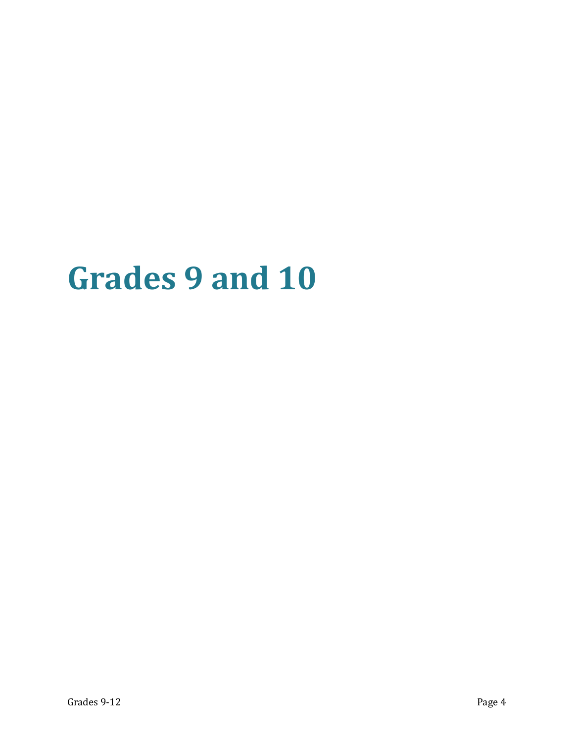# Grades 9 and 10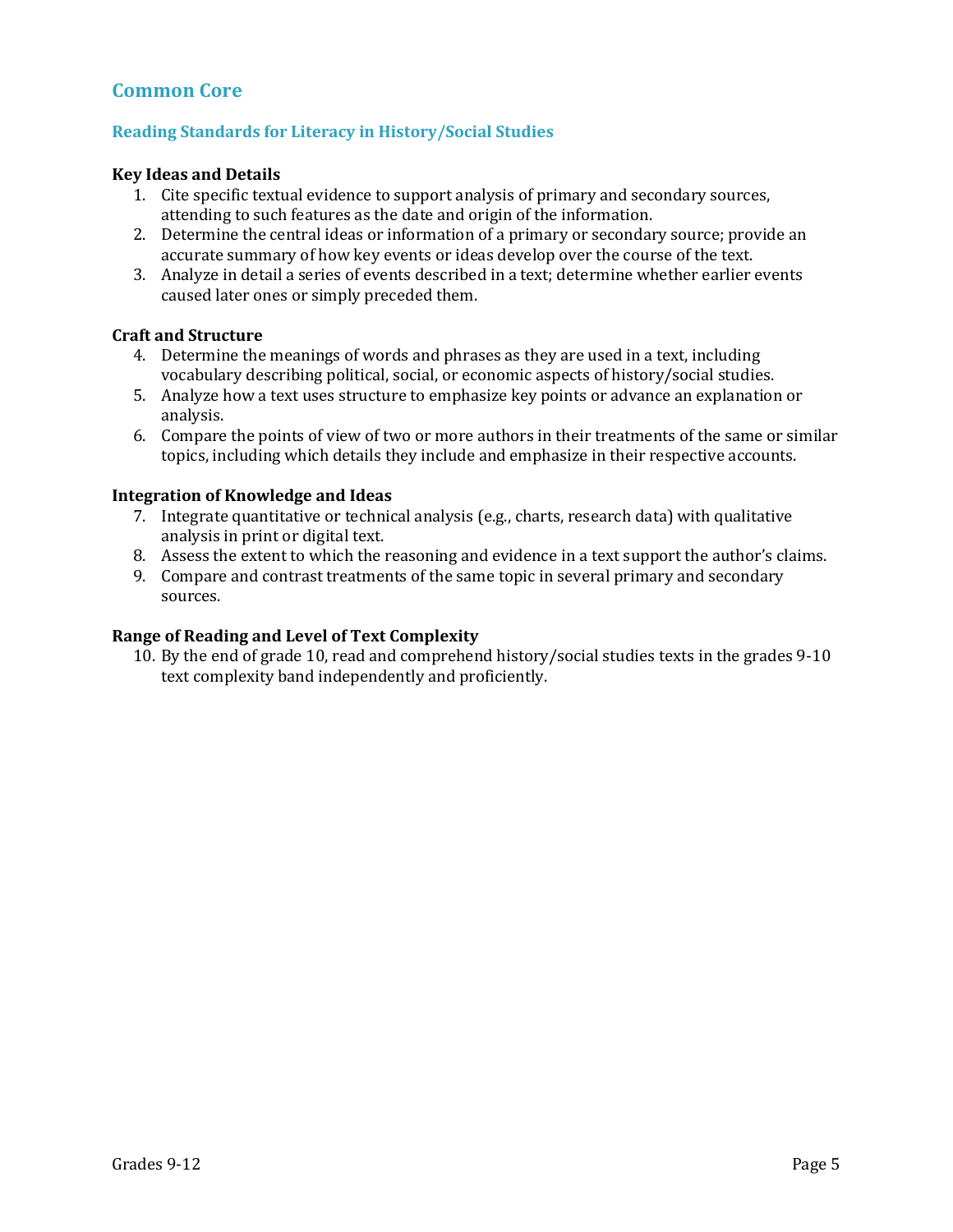## Common Core

### Reading Standards for Literacy in History/Social Studies

**Key Ideas and Details**

1. Cite specific textual evidence to support analysis of primary and secondary sources, attending to such features as the date and origin of the information.
2. Determine the central ideas or information of a primary or secondary source; provide an accurate summary of how key events or ideas develop over the course of the text.
3. Analyze in detail a series of events described in a text; determine whether earlier events caused later ones or simply preceded them.

**Craft and Structure**

4. Determine the meanings of words and phrases as they are used in a text, including vocabulary describing political, social, or economic aspects of history/social studies.
5. Analyze how a text uses structure to emphasize key points or advance an explanation or analysis.
6. Compare the points of view of two or more authors in their treatments of the same or similar topics, including which details they include and emphasize in their respective accounts.

**Integration of Knowledge and Ideas**

7. Integrate quantitative or technical analysis (e.g., charts, research data) with qualitative analysis in print or digital text.
8. Assess the extent to which the reasoning and evidence in a text support the author's claims.
9. Compare and contrast treatments of the same topic in several primary and secondary sources.

**Range of Reading and Level of Text Complexity**

10. By the end of grade 10, read and comprehend history/social studies texts in the grades 9-10 text complexity band independently and proficiently.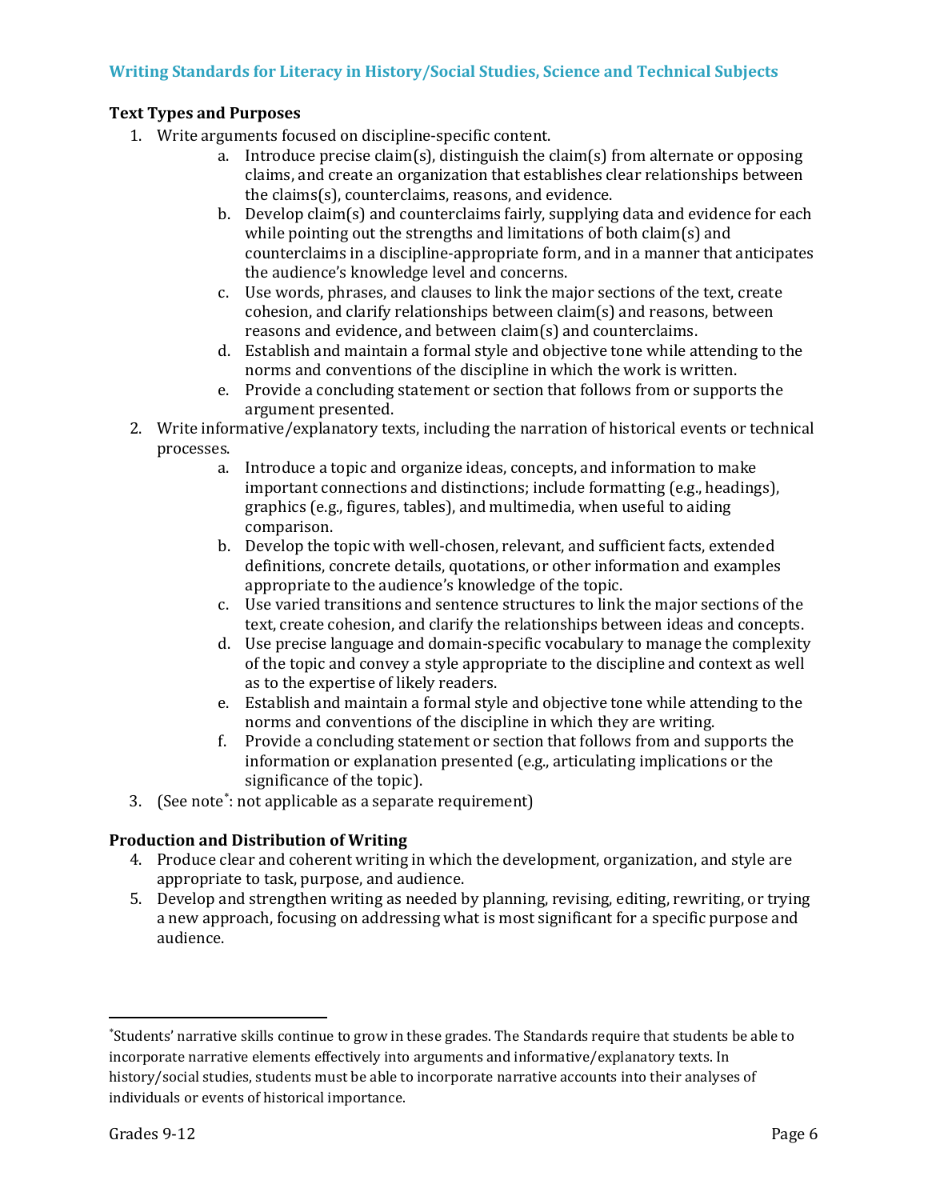## Writing Standards for Literacy in History/Social Studies, Science and Technical Subjects

### Text Types and Purposes

1. Write arguments focused on discipline-specific content.
   a. Introduce precise claim(s), distinguish the claim(s) from alternate or opposing claims, and create an organization that establishes clear relationships between the claims(s), counterclaims, reasons, and evidence.
   b. Develop claim(s) and counterclaims fairly, supplying data and evidence for each while pointing out the strengths and limitations of both claim(s) and counterclaims in a discipline-appropriate form, and in a manner that anticipates the audience's knowledge level and concerns.
   c. Use words, phrases, and clauses to link the major sections of the text, create cohesion, and clarify relationships between claim(s) and reasons, between reasons and evidence, and between claim(s) and counterclaims.
   d. Establish and maintain a formal style and objective tone while attending to the norms and conventions of the discipline in which the work is written.
   e. Provide a concluding statement or section that follows from or supports the argument presented.
2. Write informative/explanatory texts, including the narration of historical events or technical processes.
   a. Introduce a topic and organize ideas, concepts, and information to make important connections and distinctions; include formatting (e.g., headings), graphics (e.g., figures, tables), and multimedia, when useful to aiding comparison.
   b. Develop the topic with well-chosen, relevant, and sufficient facts, extended definitions, concrete details, quotations, or other information and examples appropriate to the audience's knowledge of the topic.
   c. Use varied transitions and sentence structures to link the major sections of the text, create cohesion, and clarify the relationships between ideas and concepts.
   d. Use precise language and domain-specific vocabulary to manage the complexity of the topic and convey a style appropriate to the discipline and context as well as to the expertise of likely readers.
   e. Establish and maintain a formal style and objective tone while attending to the norms and conventions of the discipline in which they are writing.
   f. Provide a concluding statement or section that follows from and supports the information or explanation presented (e.g., articulating implications or the significance of the topic).
3. (See note*: not applicable as a separate requirement)

### Production and Distribution of Writing

4. Produce clear and coherent writing in which the development, organization, and style are appropriate to task, purpose, and audience.
5. Develop and strengthen writing as needed by planning, revising, editing, rewriting, or trying a new approach, focusing on addressing what is most significant for a specific purpose and audience.

---

*Students' narrative skills continue to grow in these grades. The Standards require that students be able to incorporate narrative elements effectively into arguments and informative/explanatory texts. In history/social studies, students must be able to incorporate narrative accounts into their analyses of individuals or events of historical importance.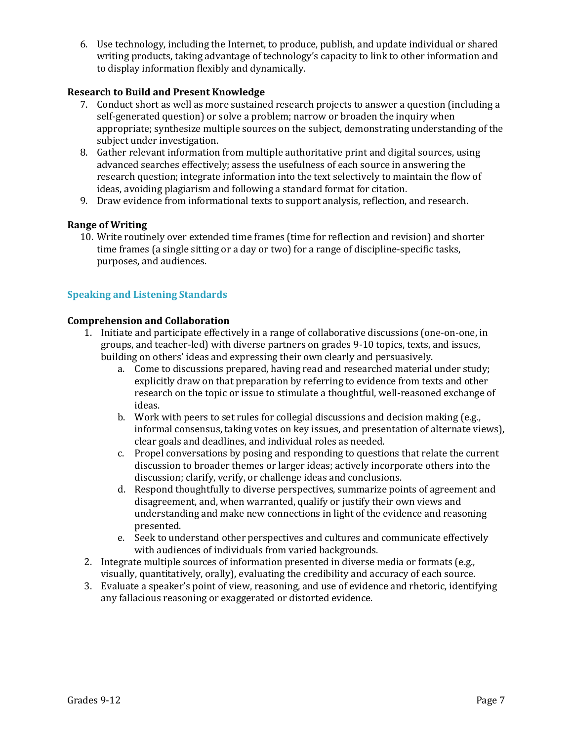6. Use technology, including the Internet, to produce, publish, and update individual or shared writing products, taking advantage of technology's capacity to link to other information and to display information flexibly and dynamically.

**Research to Build and Present Knowledge**

7. Conduct short as well as more sustained research projects to answer a question (including a self-generated question) or solve a problem; narrow or broaden the inquiry when appropriate; synthesize multiple sources on the subject, demonstrating understanding of the subject under investigation.
8. Gather relevant information from multiple authoritative print and digital sources, using advanced searches effectively; assess the usefulness of each source in answering the research question; integrate information into the text selectively to maintain the flow of ideas, avoiding plagiarism and following a standard format for citation.
9. Draw evidence from informational texts to support analysis, reflection, and research.

**Range of Writing**

10. Write routinely over extended time frames (time for reflection and revision) and shorter time frames (a single sitting or a day or two) for a range of discipline-specific tasks, purposes, and audiences.

## Speaking and Listening Standards

**Comprehension and Collaboration**

1. Initiate and participate effectively in a range of collaborative discussions (one-on-one, in groups, and teacher-led) with diverse partners on grades 9-10 topics, texts, and issues, building on others' ideas and expressing their own clearly and persuasively.
   a. Come to discussions prepared, having read and researched material under study; explicitly draw on that preparation by referring to evidence from texts and other research on the topic or issue to stimulate a thoughtful, well-reasoned exchange of ideas.
   b. Work with peers to set rules for collegial discussions and decision making (e.g., informal consensus, taking votes on key issues, and presentation of alternate views), clear goals and deadlines, and individual roles as needed.
   c. Propel conversations by posing and responding to questions that relate the current discussion to broader themes or larger ideas; actively incorporate others into the discussion; clarify, verify, or challenge ideas and conclusions.
   d. Respond thoughtfully to diverse perspectives, summarize points of agreement and disagreement, and, when warranted, qualify or justify their own views and understanding and make new connections in light of the evidence and reasoning presented.
   e. Seek to understand other perspectives and cultures and communicate effectively with audiences of individuals from varied backgrounds.
2. Integrate multiple sources of information presented in diverse media or formats (e.g., visually, quantitatively, orally), evaluating the credibility and accuracy of each source.
3. Evaluate a speaker's point of view, reasoning, and use of evidence and rhetoric, identifying any fallacious reasoning or exaggerated or distorted evidence.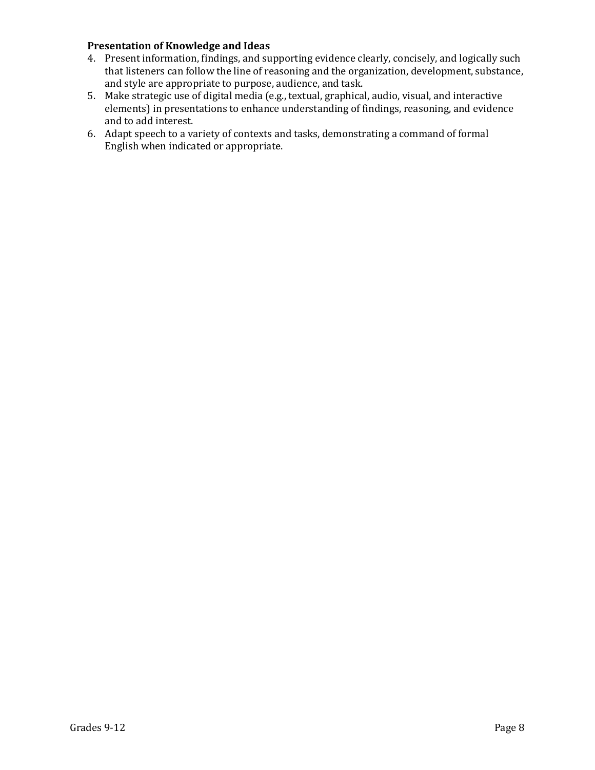**Presentation of Knowledge and Ideas**

4. Present information, findings, and supporting evidence clearly, concisely, and logically such that listeners can follow the line of reasoning and the organization, development, substance, and style are appropriate to purpose, audience, and task.
5. Make strategic use of digital media (e.g., textual, graphical, audio, visual, and interactive elements) in presentations to enhance understanding of findings, reasoning, and evidence and to add interest.
6. Adapt speech to a variety of contexts and tasks, demonstrating a command of formal English when indicated or appropriate.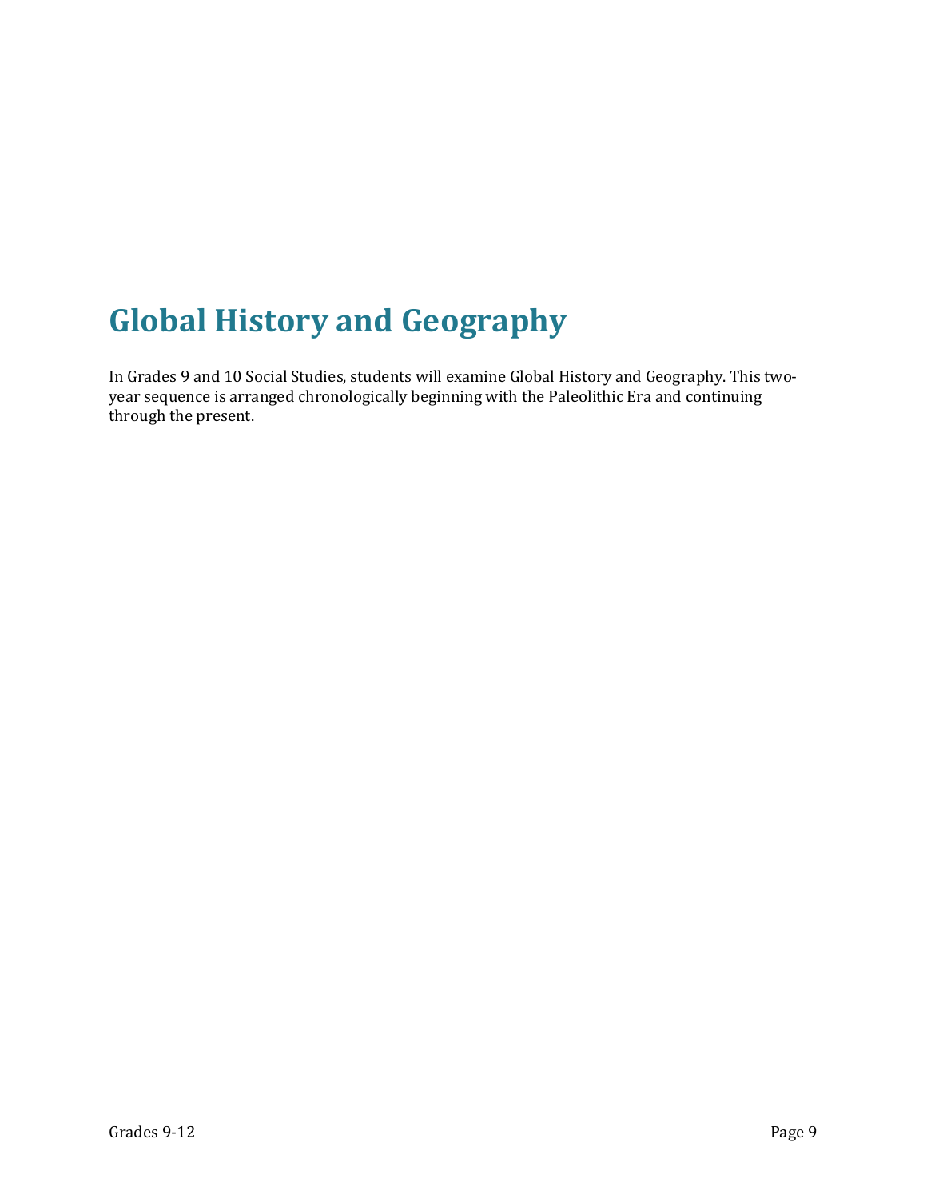# Global History and Geography

In Grades 9 and 10 Social Studies, students will examine Global History and Geography. This two-year sequence is arranged chronologically beginning with the Paleolithic Era and continuing through the present.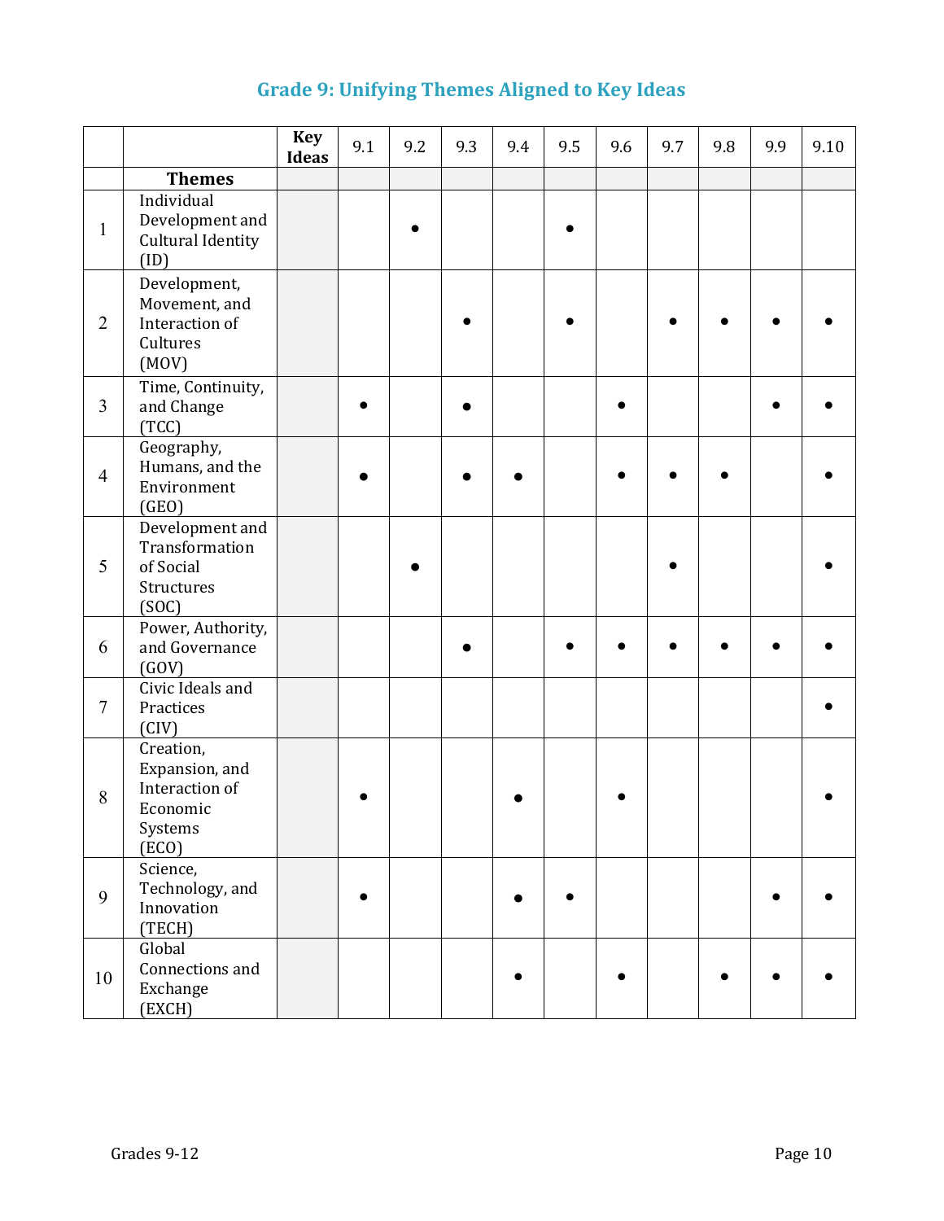## Grade 9: Unifying Themes Aligned to Key Ideas

| | | Key Ideas | 9.1 | 9.2 | 9.3 | 9.4 | 9.5 | 9.6 | 9.7 | 9.8 | 9.9 | 9.10 |
|---|---|---|---|---|---|---|---|---|---|---|---|---|
| | **Themes** | | | | | | | | | | | |
| 1 | Individual Development and Cultural Identity (ID) | | | • | | | • | | | | | |
| 2 | Development, Movement, and Interaction of Cultures (MOV) | | | | • | | • | | • | • | • | • |
| 3 | Time, Continuity, and Change (TCC) | | • | | • | | | • | | | • | • |
| 4 | Geography, Humans, and the Environment (GEO) | | • | | • | • | | • | • | • | | • |
| 5 | Development and Transformation of Social Structures (SOC) | | | • | | | | | • | | | • |
| 6 | Power, Authority, and Governance (GOV) | | | | • | | • | • | • | • | • | • |
| 7 | Civic Ideals and Practices (CIV) | | | | | | | | | | | • |
| 8 | Creation, Expansion, and Interaction of Economic Systems (ECO) | | • | | | • | | • | | | | • |
| 9 | Science, Technology, and Innovation (TECH) | | • | | | • | • | | | | • | • |
| 10 | Global Connections and Exchange (EXCH) | | | | | • | | • | | • | • | • |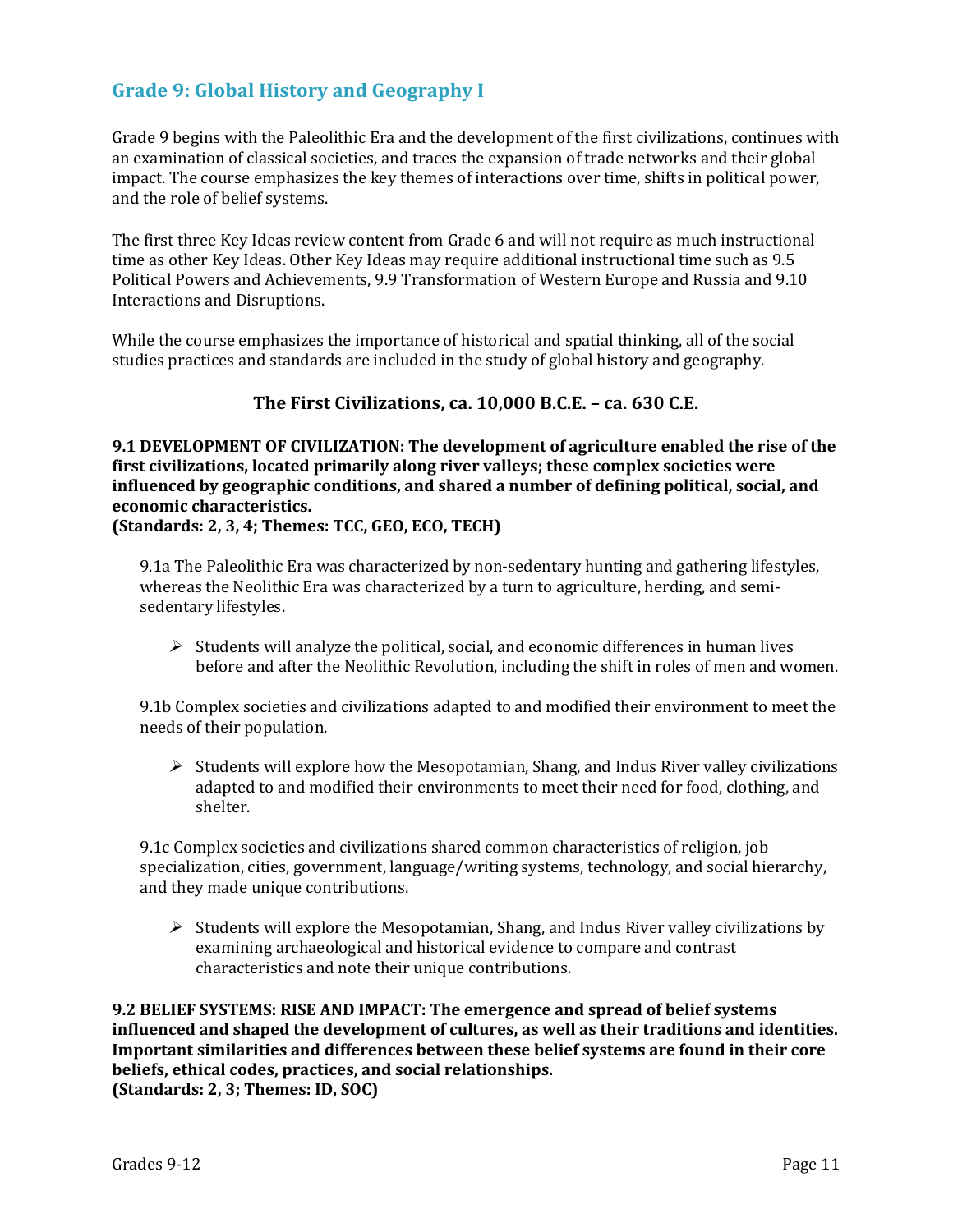## Grade 9: Global History and Geography I

Grade 9 begins with the Paleolithic Era and the development of the first civilizations, continues with an examination of classical societies, and traces the expansion of trade networks and their global impact. The course emphasizes the key themes of interactions over time, shifts in political power, and the role of belief systems.

The first three Key Ideas review content from Grade 6 and will not require as much instructional time as other Key Ideas. Other Key Ideas may require additional instructional time such as 9.5 Political Powers and Achievements, 9.9 Transformation of Western Europe and Russia and 9.10 Interactions and Disruptions.

While the course emphasizes the importance of historical and spatial thinking, all of the social studies practices and standards are included in the study of global history and geography.

### The First Civilizations, ca. 10,000 B.C.E. – ca. 630 C.E.

**9.1 DEVELOPMENT OF CIVILIZATION: The development of agriculture enabled the rise of the first civilizations, located primarily along river valleys; these complex societies were influenced by geographic conditions, and shared a number of defining political, social, and economic characteristics.**
**(Standards: 2, 3, 4; Themes: TCC, GEO, ECO, TECH)**

9.1a The Paleolithic Era was characterized by non-sedentary hunting and gathering lifestyles, whereas the Neolithic Era was characterized by a turn to agriculture, herding, and semi-sedentary lifestyles.

- Students will analyze the political, social, and economic differences in human lives before and after the Neolithic Revolution, including the shift in roles of men and women.

9.1b Complex societies and civilizations adapted to and modified their environment to meet the needs of their population.

- Students will explore how the Mesopotamian, Shang, and Indus River valley civilizations adapted to and modified their environments to meet their need for food, clothing, and shelter.

9.1c Complex societies and civilizations shared common characteristics of religion, job specialization, cities, government, language/writing systems, technology, and social hierarchy, and they made unique contributions.

- Students will explore the Mesopotamian, Shang, and Indus River valley civilizations by examining archaeological and historical evidence to compare and contrast characteristics and note their unique contributions.

**9.2 BELIEF SYSTEMS: RISE AND IMPACT: The emergence and spread of belief systems influenced and shaped the development of cultures, as well as their traditions and identities. Important similarities and differences between these belief systems are found in their core beliefs, ethical codes, practices, and social relationships.**
**(Standards: 2, 3; Themes: ID, SOC)**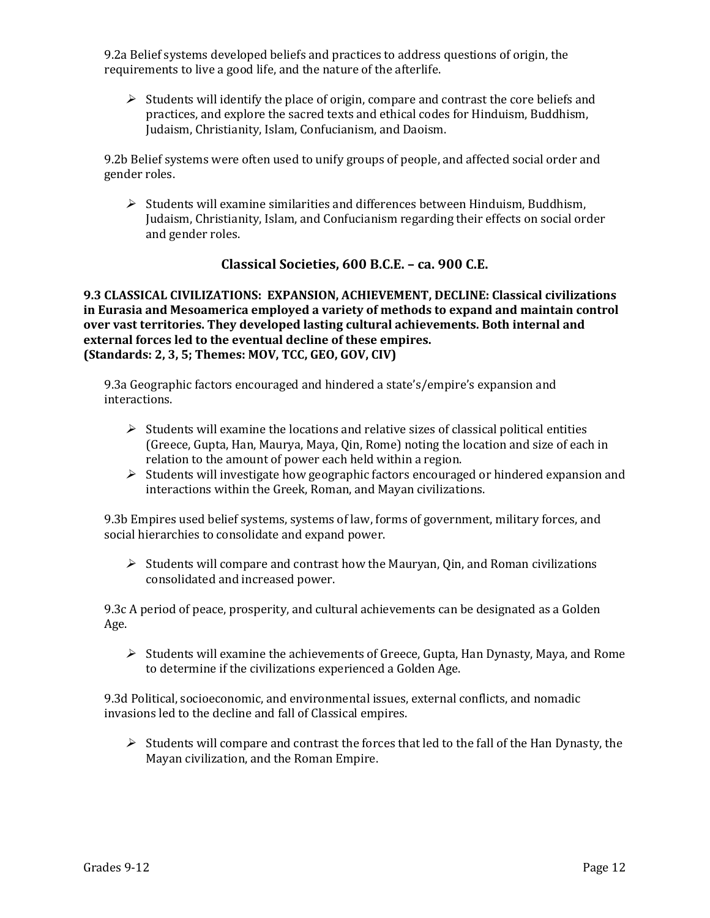9.2a Belief systems developed beliefs and practices to address questions of origin, the requirements to live a good life, and the nature of the afterlife.

- Students will identify the place of origin, compare and contrast the core beliefs and practices, and explore the sacred texts and ethical codes for Hinduism, Buddhism, Judaism, Christianity, Islam, Confucianism, and Daoism.

9.2b Belief systems were often used to unify groups of people, and affected social order and gender roles.

- Students will examine similarities and differences between Hinduism, Buddhism, Judaism, Christianity, Islam, and Confucianism regarding their effects on social order and gender roles.

## Classical Societies, 600 B.C.E. – ca. 900 C.E.

**9.3 CLASSICAL CIVILIZATIONS: EXPANSION, ACHIEVEMENT, DECLINE: Classical civilizations in Eurasia and Mesoamerica employed a variety of methods to expand and maintain control over vast territories. They developed lasting cultural achievements. Both internal and external forces led to the eventual decline of these empires.**
**(Standards: 2, 3, 5; Themes: MOV, TCC, GEO, GOV, CIV)**

9.3a Geographic factors encouraged and hindered a state's/empire's expansion and interactions.

- Students will examine the locations and relative sizes of classical political entities (Greece, Gupta, Han, Maurya, Maya, Qin, Rome) noting the location and size of each in relation to the amount of power each held within a region.
- Students will investigate how geographic factors encouraged or hindered expansion and interactions within the Greek, Roman, and Mayan civilizations.

9.3b Empires used belief systems, systems of law, forms of government, military forces, and social hierarchies to consolidate and expand power.

- Students will compare and contrast how the Mauryan, Qin, and Roman civilizations consolidated and increased power.

9.3c A period of peace, prosperity, and cultural achievements can be designated as a Golden Age.

- Students will examine the achievements of Greece, Gupta, Han Dynasty, Maya, and Rome to determine if the civilizations experienced a Golden Age.

9.3d Political, socioeconomic, and environmental issues, external conflicts, and nomadic invasions led to the decline and fall of Classical empires.

- Students will compare and contrast the forces that led to the fall of the Han Dynasty, the Mayan civilization, and the Roman Empire.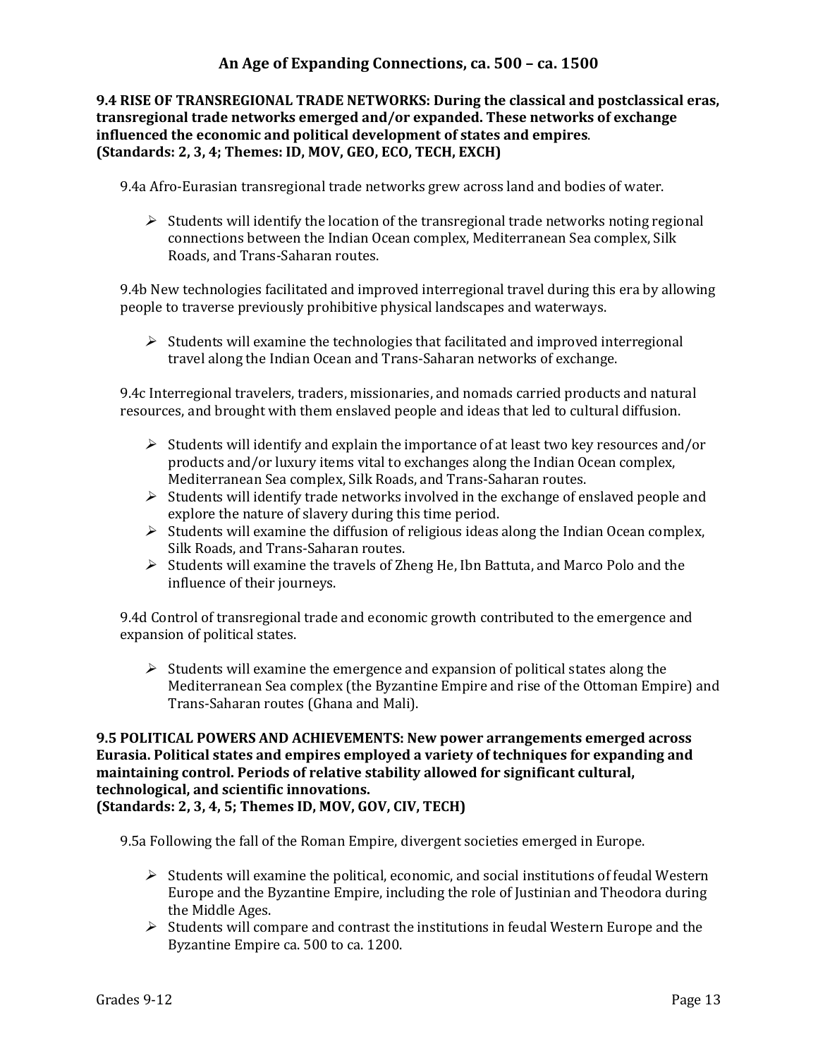# An Age of Expanding Connections, ca. 500 – ca. 1500

**9.4 RISE OF TRANSREGIONAL TRADE NETWORKS: During the classical and postclassical eras, transregional trade networks emerged and/or expanded. These networks of exchange influenced the economic and political development of states and empires.**
**(Standards: 2, 3, 4; Themes: ID, MOV, GEO, ECO, TECH, EXCH)**

9.4a Afro-Eurasian transregional trade networks grew across land and bodies of water.

- ➢ Students will identify the location of the transregional trade networks noting regional connections between the Indian Ocean complex, Mediterranean Sea complex, Silk Roads, and Trans-Saharan routes.

9.4b New technologies facilitated and improved interregional travel during this era by allowing people to traverse previously prohibitive physical landscapes and waterways.

- ➢ Students will examine the technologies that facilitated and improved interregional travel along the Indian Ocean and Trans-Saharan networks of exchange.

9.4c Interregional travelers, traders, missionaries, and nomads carried products and natural resources, and brought with them enslaved people and ideas that led to cultural diffusion.

- ➢ Students will identify and explain the importance of at least two key resources and/or products and/or luxury items vital to exchanges along the Indian Ocean complex, Mediterranean Sea complex, Silk Roads, and Trans-Saharan routes.
- ➢ Students will identify trade networks involved in the exchange of enslaved people and explore the nature of slavery during this time period.
- ➢ Students will examine the diffusion of religious ideas along the Indian Ocean complex, Silk Roads, and Trans-Saharan routes.
- ➢ Students will examine the travels of Zheng He, Ibn Battuta, and Marco Polo and the influence of their journeys.

9.4d Control of transregional trade and economic growth contributed to the emergence and expansion of political states.

- ➢ Students will examine the emergence and expansion of political states along the Mediterranean Sea complex (the Byzantine Empire and rise of the Ottoman Empire) and Trans-Saharan routes (Ghana and Mali).

**9.5 POLITICAL POWERS AND ACHIEVEMENTS: New power arrangements emerged across Eurasia. Political states and empires employed a variety of techniques for expanding and maintaining control. Periods of relative stability allowed for significant cultural, technological, and scientific innovations.**
**(Standards: 2, 3, 4, 5; Themes ID, MOV, GOV, CIV, TECH)**

9.5a Following the fall of the Roman Empire, divergent societies emerged in Europe.

- ➢ Students will examine the political, economic, and social institutions of feudal Western Europe and the Byzantine Empire, including the role of Justinian and Theodora during the Middle Ages.
- ➢ Students will compare and contrast the institutions in feudal Western Europe and the Byzantine Empire ca. 500 to ca. 1200.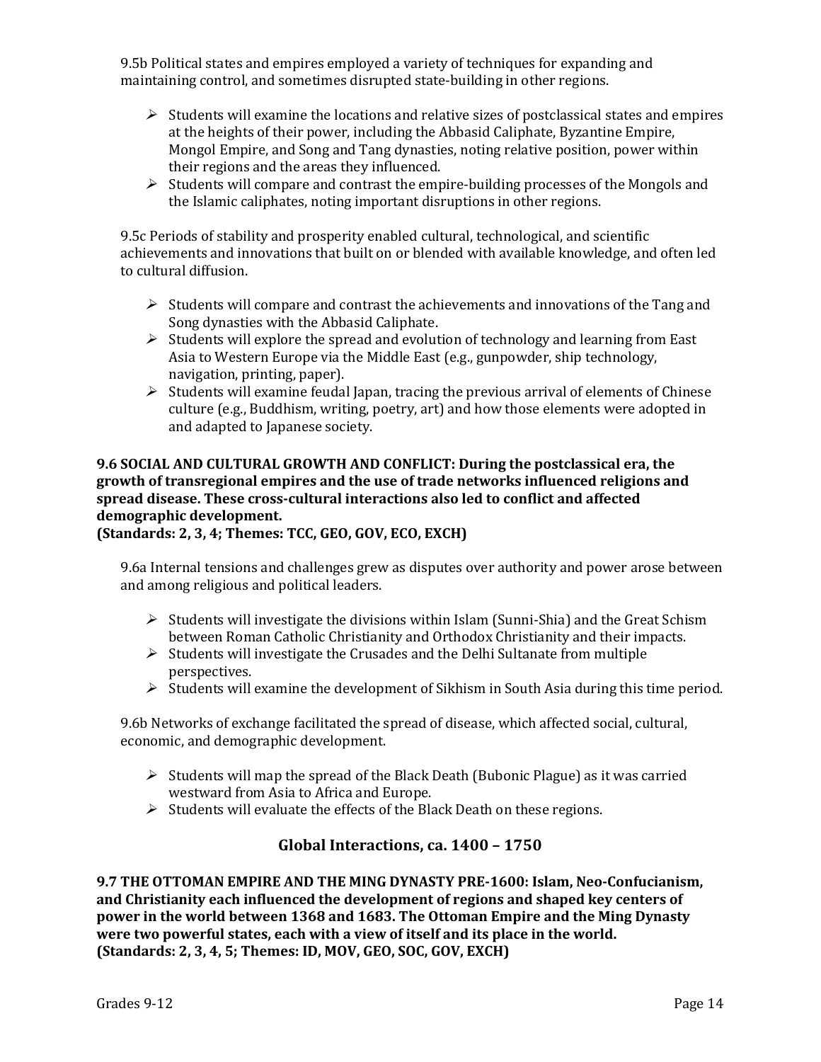9.5b Political states and empires employed a variety of techniques for expanding and maintaining control, and sometimes disrupted state-building in other regions.

- Students will examine the locations and relative sizes of postclassical states and empires at the heights of their power, including the Abbasid Caliphate, Byzantine Empire, Mongol Empire, and Song and Tang dynasties, noting relative position, power within their regions and the areas they influenced.
- Students will compare and contrast the empire-building processes of the Mongols and the Islamic caliphates, noting important disruptions in other regions.

9.5c Periods of stability and prosperity enabled cultural, technological, and scientific achievements and innovations that built on or blended with available knowledge, and often led to cultural diffusion.

- Students will compare and contrast the achievements and innovations of the Tang and Song dynasties with the Abbasid Caliphate.
- Students will explore the spread and evolution of technology and learning from East Asia to Western Europe via the Middle East (e.g., gunpowder, ship technology, navigation, printing, paper).
- Students will examine feudal Japan, tracing the previous arrival of elements of Chinese culture (e.g., Buddhism, writing, poetry, art) and how those elements were adopted in and adapted to Japanese society.

**9.6 SOCIAL AND CULTURAL GROWTH AND CONFLICT: During the postclassical era, the growth of transregional empires and the use of trade networks influenced religions and spread disease. These cross-cultural interactions also led to conflict and affected demographic development.**
**(Standards: 2, 3, 4; Themes: TCC, GEO, GOV, ECO, EXCH)**

9.6a Internal tensions and challenges grew as disputes over authority and power arose between and among religious and political leaders.

- Students will investigate the divisions within Islam (Sunni-Shia) and the Great Schism between Roman Catholic Christianity and Orthodox Christianity and their impacts.
- Students will investigate the Crusades and the Delhi Sultanate from multiple perspectives.
- Students will examine the development of Sikhism in South Asia during this time period.

9.6b Networks of exchange facilitated the spread of disease, which affected social, cultural, economic, and demographic development.

- Students will map the spread of the Black Death (Bubonic Plague) as it was carried westward from Asia to Africa and Europe.
- Students will evaluate the effects of the Black Death on these regions.

## Global Interactions, ca. 1400 – 1750

**9.7 THE OTTOMAN EMPIRE AND THE MING DYNASTY PRE-1600: Islam, Neo-Confucianism, and Christianity each influenced the development of regions and shaped key centers of power in the world between 1368 and 1683. The Ottoman Empire and the Ming Dynasty were two powerful states, each with a view of itself and its place in the world.**
**(Standards: 2, 3, 4, 5; Themes: ID, MOV, GEO, SOC, GOV, EXCH)**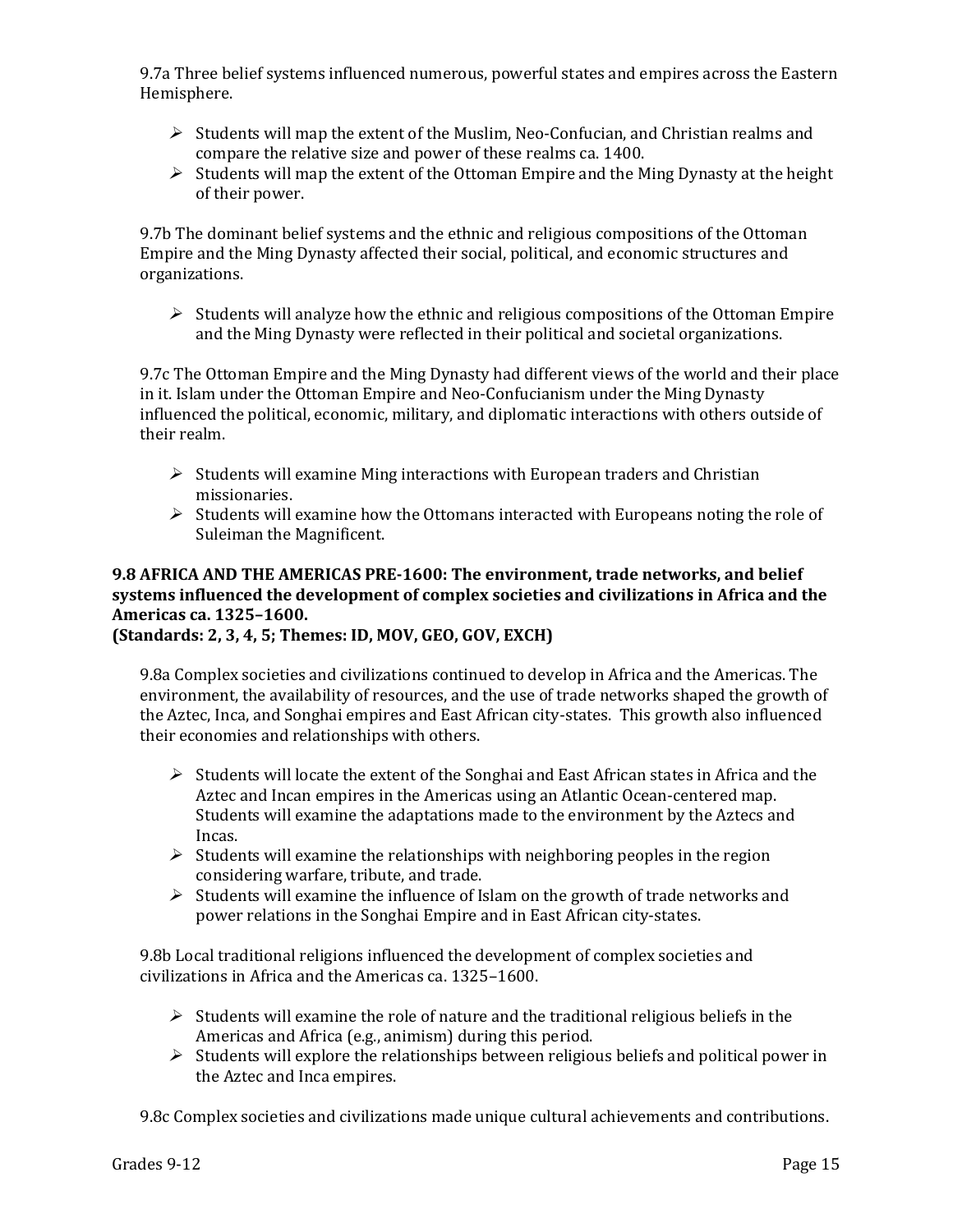9.7a Three belief systems influenced numerous, powerful states and empires across the Eastern Hemisphere.

- Students will map the extent of the Muslim, Neo-Confucian, and Christian realms and compare the relative size and power of these realms ca. 1400.
- Students will map the extent of the Ottoman Empire and the Ming Dynasty at the height of their power.

9.7b The dominant belief systems and the ethnic and religious compositions of the Ottoman Empire and the Ming Dynasty affected their social, political, and economic structures and organizations.

- Students will analyze how the ethnic and religious compositions of the Ottoman Empire and the Ming Dynasty were reflected in their political and societal organizations.

9.7c The Ottoman Empire and the Ming Dynasty had different views of the world and their place in it. Islam under the Ottoman Empire and Neo-Confucianism under the Ming Dynasty influenced the political, economic, military, and diplomatic interactions with others outside of their realm.

- Students will examine Ming interactions with European traders and Christian missionaries.
- Students will examine how the Ottomans interacted with Europeans noting the role of Suleiman the Magnificent.

**9.8 AFRICA AND THE AMERICAS PRE-1600: The environment, trade networks, and belief systems influenced the development of complex societies and civilizations in Africa and the Americas ca. 1325–1600.**
**(Standards: 2, 3, 4, 5; Themes: ID, MOV, GEO, GOV, EXCH)**

9.8a Complex societies and civilizations continued to develop in Africa and the Americas. The environment, the availability of resources, and the use of trade networks shaped the growth of the Aztec, Inca, and Songhai empires and East African city-states. This growth also influenced their economies and relationships with others.

- Students will locate the extent of the Songhai and East African states in Africa and the Aztec and Incan empires in the Americas using an Atlantic Ocean-centered map. Students will examine the adaptations made to the environment by the Aztecs and Incas.
- Students will examine the relationships with neighboring peoples in the region considering warfare, tribute, and trade.
- Students will examine the influence of Islam on the growth of trade networks and power relations in the Songhai Empire and in East African city-states.

9.8b Local traditional religions influenced the development of complex societies and civilizations in Africa and the Americas ca. 1325–1600.

- Students will examine the role of nature and the traditional religious beliefs in the Americas and Africa (e.g., animism) during this period.
- Students will explore the relationships between religious beliefs and political power in the Aztec and Inca empires.

9.8c Complex societies and civilizations made unique cultural achievements and contributions.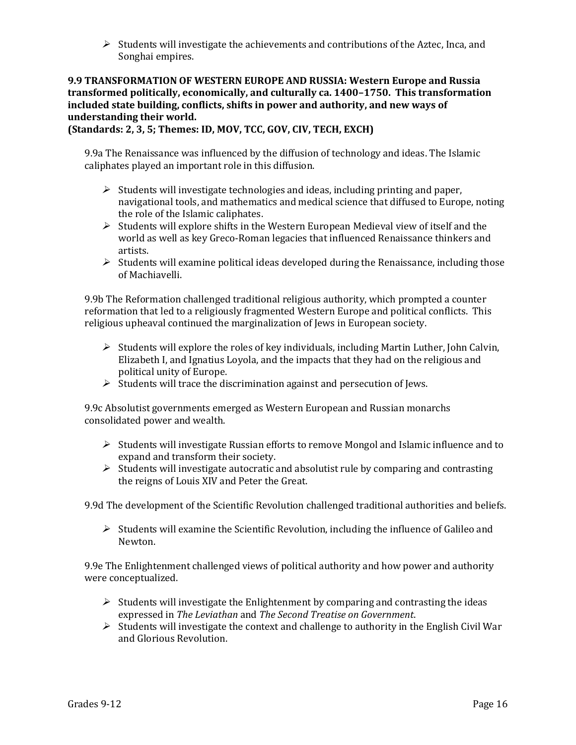- Students will investigate the achievements and contributions of the Aztec, Inca, and Songhai empires.

**9.9 TRANSFORMATION OF WESTERN EUROPE AND RUSSIA: Western Europe and Russia transformed politically, economically, and culturally ca. 1400–1750. This transformation included state building, conflicts, shifts in power and authority, and new ways of understanding their world.**
**(Standards: 2, 3, 5; Themes: ID, MOV, TCC, GOV, CIV, TECH, EXCH)**

9.9a The Renaissance was influenced by the diffusion of technology and ideas. The Islamic caliphates played an important role in this diffusion.

- Students will investigate technologies and ideas, including printing and paper, navigational tools, and mathematics and medical science that diffused to Europe, noting the role of the Islamic caliphates.
- Students will explore shifts in the Western European Medieval view of itself and the world as well as key Greco-Roman legacies that influenced Renaissance thinkers and artists.
- Students will examine political ideas developed during the Renaissance, including those of Machiavelli.

9.9b The Reformation challenged traditional religious authority, which prompted a counter reformation that led to a religiously fragmented Western Europe and political conflicts. This religious upheaval continued the marginalization of Jews in European society.

- Students will explore the roles of key individuals, including Martin Luther, John Calvin, Elizabeth I, and Ignatius Loyola, and the impacts that they had on the religious and political unity of Europe.
- Students will trace the discrimination against and persecution of Jews.

9.9c Absolutist governments emerged as Western European and Russian monarchs consolidated power and wealth.

- Students will investigate Russian efforts to remove Mongol and Islamic influence and to expand and transform their society.
- Students will investigate autocratic and absolutist rule by comparing and contrasting the reigns of Louis XIV and Peter the Great.

9.9d The development of the Scientific Revolution challenged traditional authorities and beliefs.

- Students will examine the Scientific Revolution, including the influence of Galileo and Newton.

9.9e The Enlightenment challenged views of political authority and how power and authority were conceptualized.

- Students will investigate the Enlightenment by comparing and contrasting the ideas expressed in *The Leviathan* and *The Second Treatise on Government*.
- Students will investigate the context and challenge to authority in the English Civil War and Glorious Revolution.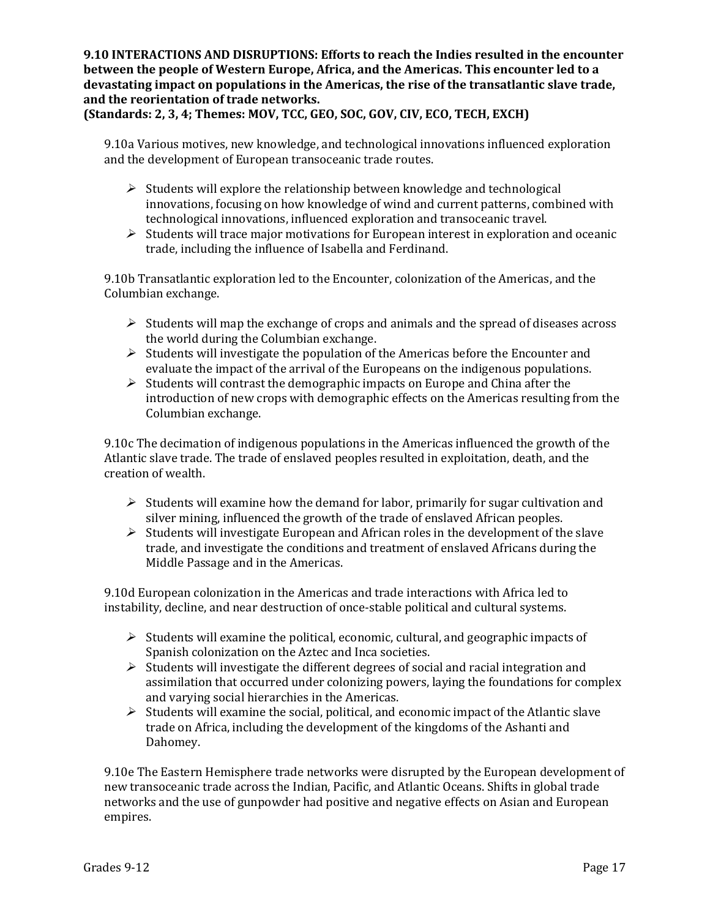**9.10 INTERACTIONS AND DISRUPTIONS: Efforts to reach the Indies resulted in the encounter between the people of Western Europe, Africa, and the Americas. This encounter led to a devastating impact on populations in the Americas, the rise of the transatlantic slave trade, and the reorientation of trade networks.**
**(Standards: 2, 3, 4; Themes: MOV, TCC, GEO, SOC, GOV, CIV, ECO, TECH, EXCH)**

9.10a Various motives, new knowledge, and technological innovations influenced exploration and the development of European transoceanic trade routes.

- Students will explore the relationship between knowledge and technological innovations, focusing on how knowledge of wind and current patterns, combined with technological innovations, influenced exploration and transoceanic travel.
- Students will trace major motivations for European interest in exploration and oceanic trade, including the influence of Isabella and Ferdinand.

9.10b Transatlantic exploration led to the Encounter, colonization of the Americas, and the Columbian exchange.

- Students will map the exchange of crops and animals and the spread of diseases across the world during the Columbian exchange.
- Students will investigate the population of the Americas before the Encounter and evaluate the impact of the arrival of the Europeans on the indigenous populations.
- Students will contrast the demographic impacts on Europe and China after the introduction of new crops with demographic effects on the Americas resulting from the Columbian exchange.

9.10c The decimation of indigenous populations in the Americas influenced the growth of the Atlantic slave trade. The trade of enslaved peoples resulted in exploitation, death, and the creation of wealth.

- Students will examine how the demand for labor, primarily for sugar cultivation and silver mining, influenced the growth of the trade of enslaved African peoples.
- Students will investigate European and African roles in the development of the slave trade, and investigate the conditions and treatment of enslaved Africans during the Middle Passage and in the Americas.

9.10d European colonization in the Americas and trade interactions with Africa led to instability, decline, and near destruction of once-stable political and cultural systems.

- Students will examine the political, economic, cultural, and geographic impacts of Spanish colonization on the Aztec and Inca societies.
- Students will investigate the different degrees of social and racial integration and assimilation that occurred under colonizing powers, laying the foundations for complex and varying social hierarchies in the Americas.
- Students will examine the social, political, and economic impact of the Atlantic slave trade on Africa, including the development of the kingdoms of the Ashanti and Dahomey.

9.10e The Eastern Hemisphere trade networks were disrupted by the European development of new transoceanic trade across the Indian, Pacific, and Atlantic Oceans. Shifts in global trade networks and the use of gunpowder had positive and negative effects on Asian and European empires.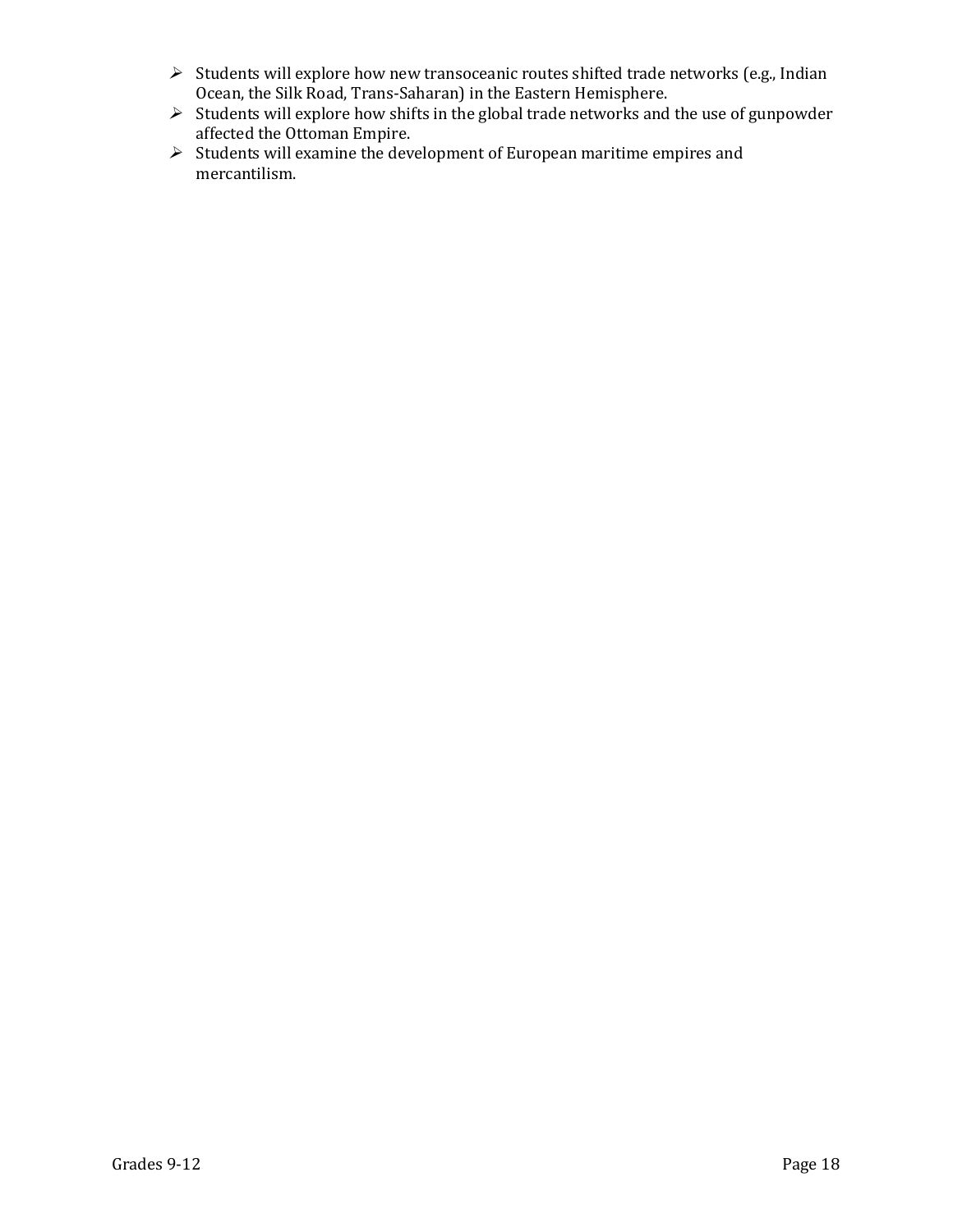- Students will explore how new transoceanic routes shifted trade networks (e.g., Indian Ocean, the Silk Road, Trans-Saharan) in the Eastern Hemisphere.
- Students will explore how shifts in the global trade networks and the use of gunpowder affected the Ottoman Empire.
- Students will examine the development of European maritime empires and mercantilism.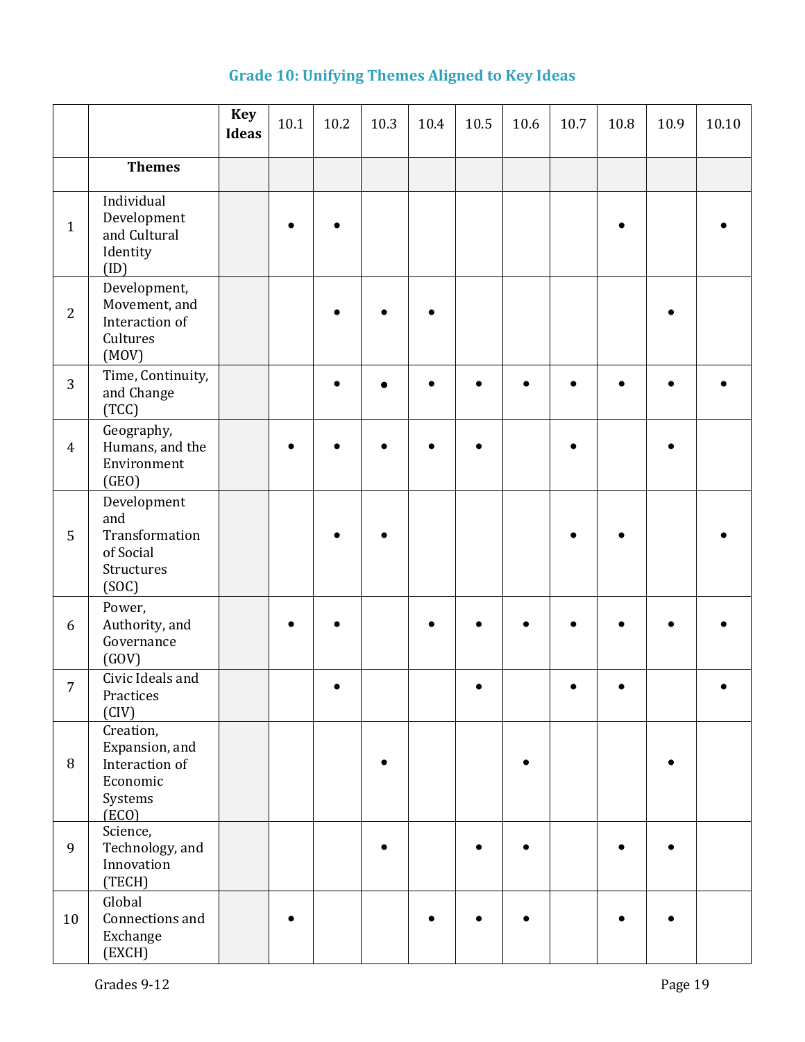## Grade 10: Unifying Themes Aligned to Key Ideas

| | | Key Ideas | 10.1 | 10.2 | 10.3 | 10.4 | 10.5 | 10.6 | 10.7 | 10.8 | 10.9 | 10.10 |
|---|---|---|---|---|---|---|---|---|---|---|---|---|
| | **Themes** | | | | | | | | | | | |
| 1 | Individual Development and Cultural Identity (ID) | | • | • | | | | | | • | | • |
| 2 | Development, Movement, and Interaction of Cultures (MOV) | | | • | • | • | | | | | • | |
| 3 | Time, Continuity, and Change (TCC) | | | • | • | • | • | • | • | • | • | • |
| 4 | Geography, Humans, and the Environment (GEO) | | • | • | • | • | • | | • | | • | |
| 5 | Development and Transformation of Social Structures (SOC) | | | • | • | | | | • | • | | • |
| 6 | Power, Authority, and Governance (GOV) | | • | • | | • | • | • | • | • | • | • |
| 7 | Civic Ideals and Practices (CIV) | | | • | | | • | | • | • | | • |
| 8 | Creation, Expansion, and Interaction of Economic Systems (ECO) | | | | • | | | • | | | • | |
| 9 | Science, Technology, and Innovation (TECH) | | | | • | | • | • | | • | • | |
| 10 | Global Connections and Exchange (EXCH) | | • | | | • | • | • | | • | • | |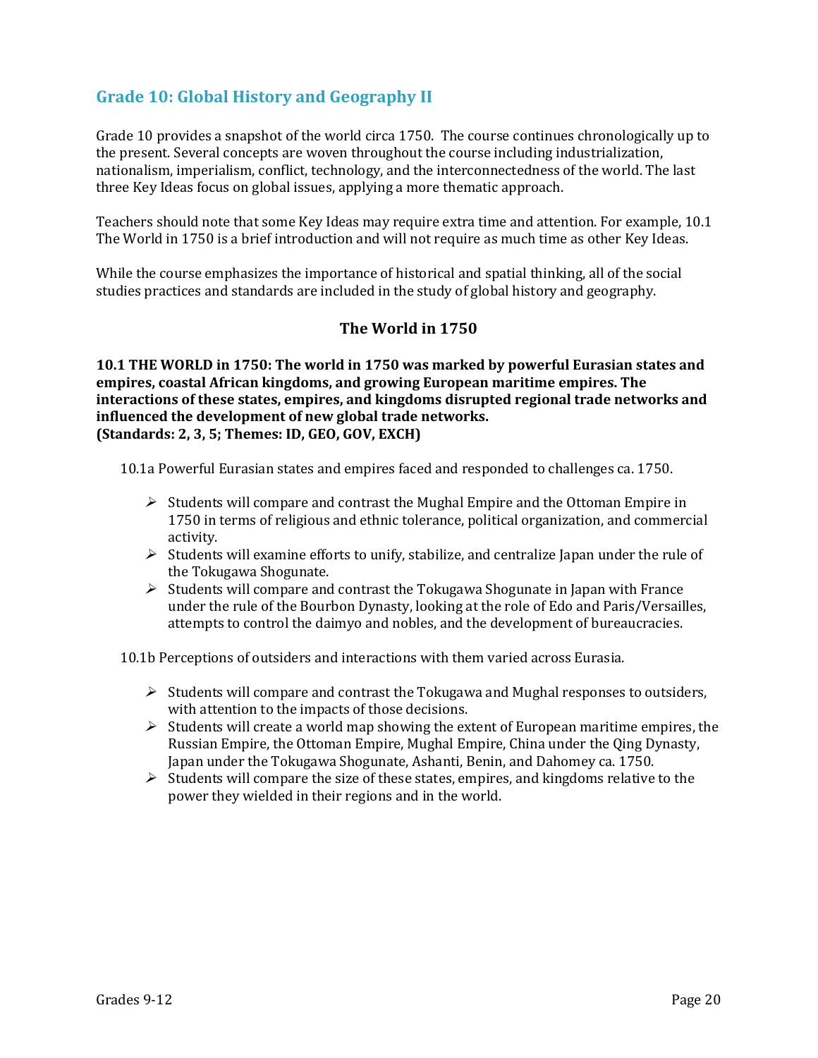## Grade 10: Global History and Geography II

Grade 10 provides a snapshot of the world circa 1750. The course continues chronologically up to the present. Several concepts are woven throughout the course including industrialization, nationalism, imperialism, conflict, technology, and the interconnectedness of the world. The last three Key Ideas focus on global issues, applying a more thematic approach.

Teachers should note that some Key Ideas may require extra time and attention. For example, 10.1 The World in 1750 is a brief introduction and will not require as much time as other Key Ideas.

While the course emphasizes the importance of historical and spatial thinking, all of the social studies practices and standards are included in the study of global history and geography.

### The World in 1750

**10.1 THE WORLD in 1750: The world in 1750 was marked by powerful Eurasian states and empires, coastal African kingdoms, and growing European maritime empires. The interactions of these states, empires, and kingdoms disrupted regional trade networks and influenced the development of new global trade networks.**
**(Standards: 2, 3, 5; Themes: ID, GEO, GOV, EXCH)**

10.1a Powerful Eurasian states and empires faced and responded to challenges ca. 1750.

- Students will compare and contrast the Mughal Empire and the Ottoman Empire in 1750 in terms of religious and ethnic tolerance, political organization, and commercial activity.
- Students will examine efforts to unify, stabilize, and centralize Japan under the rule of the Tokugawa Shogunate.
- Students will compare and contrast the Tokugawa Shogunate in Japan with France under the rule of the Bourbon Dynasty, looking at the role of Edo and Paris/Versailles, attempts to control the daimyo and nobles, and the development of bureaucracies.

10.1b Perceptions of outsiders and interactions with them varied across Eurasia.

- Students will compare and contrast the Tokugawa and Mughal responses to outsiders, with attention to the impacts of those decisions.
- Students will create a world map showing the extent of European maritime empires, the Russian Empire, the Ottoman Empire, Mughal Empire, China under the Qing Dynasty, Japan under the Tokugawa Shogunate, Ashanti, Benin, and Dahomey ca. 1750.
- Students will compare the size of these states, empires, and kingdoms relative to the power they wielded in their regions and in the world.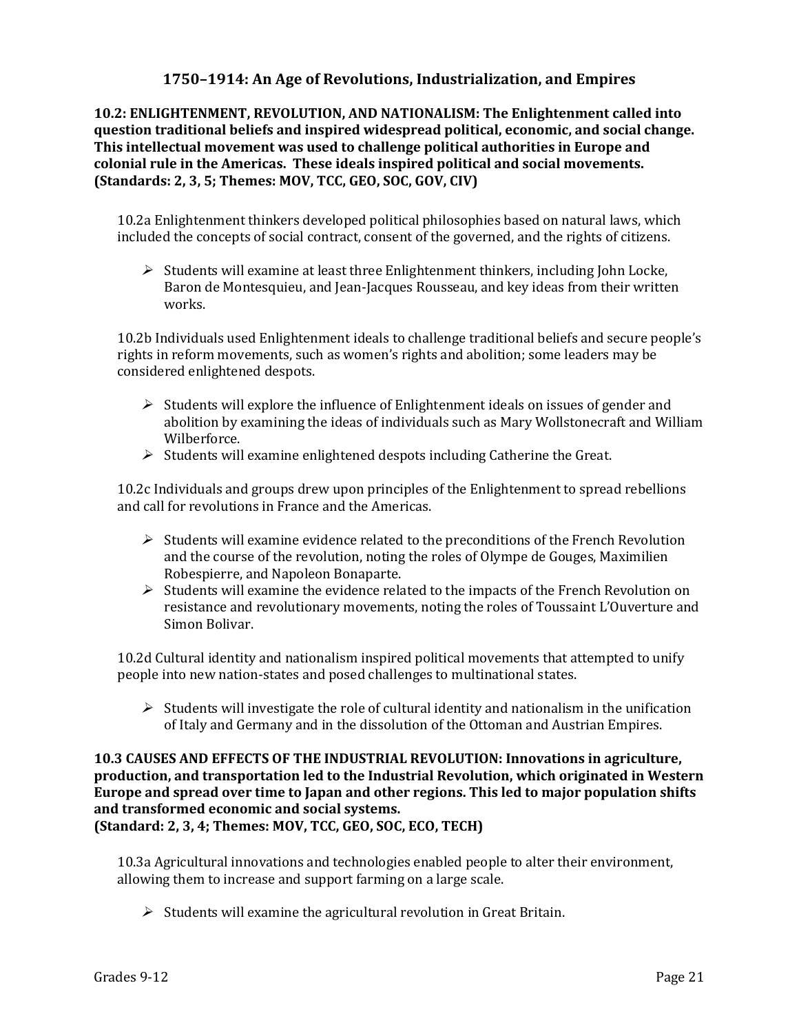## 1750–1914: An Age of Revolutions, Industrialization, and Empires

**10.2: ENLIGHTENMENT, REVOLUTION, AND NATIONALISM: The Enlightenment called into question traditional beliefs and inspired widespread political, economic, and social change. This intellectual movement was used to challenge political authorities in Europe and colonial rule in the Americas. These ideals inspired political and social movements. (Standards: 2, 3, 5; Themes: MOV, TCC, GEO, SOC, GOV, CIV)**

10.2a Enlightenment thinkers developed political philosophies based on natural laws, which included the concepts of social contract, consent of the governed, and the rights of citizens.

- Students will examine at least three Enlightenment thinkers, including John Locke, Baron de Montesquieu, and Jean-Jacques Rousseau, and key ideas from their written works.

10.2b Individuals used Enlightenment ideals to challenge traditional beliefs and secure people's rights in reform movements, such as women's rights and abolition; some leaders may be considered enlightened despots.

- Students will explore the influence of Enlightenment ideals on issues of gender and abolition by examining the ideas of individuals such as Mary Wollstonecraft and William Wilberforce.
- Students will examine enlightened despots including Catherine the Great.

10.2c Individuals and groups drew upon principles of the Enlightenment to spread rebellions and call for revolutions in France and the Americas.

- Students will examine evidence related to the preconditions of the French Revolution and the course of the revolution, noting the roles of Olympe de Gouges, Maximilien Robespierre, and Napoleon Bonaparte.
- Students will examine the evidence related to the impacts of the French Revolution on resistance and revolutionary movements, noting the roles of Toussaint L'Ouverture and Simon Bolivar.

10.2d Cultural identity and nationalism inspired political movements that attempted to unify people into new nation-states and posed challenges to multinational states.

- Students will investigate the role of cultural identity and nationalism in the unification of Italy and Germany and in the dissolution of the Ottoman and Austrian Empires.

**10.3 CAUSES AND EFFECTS OF THE INDUSTRIAL REVOLUTION: Innovations in agriculture, production, and transportation led to the Industrial Revolution, which originated in Western Europe and spread over time to Japan and other regions. This led to major population shifts and transformed economic and social systems. (Standard: 2, 3, 4; Themes: MOV, TCC, GEO, SOC, ECO, TECH)**

10.3a Agricultural innovations and technologies enabled people to alter their environment, allowing them to increase and support farming on a large scale.

- Students will examine the agricultural revolution in Great Britain.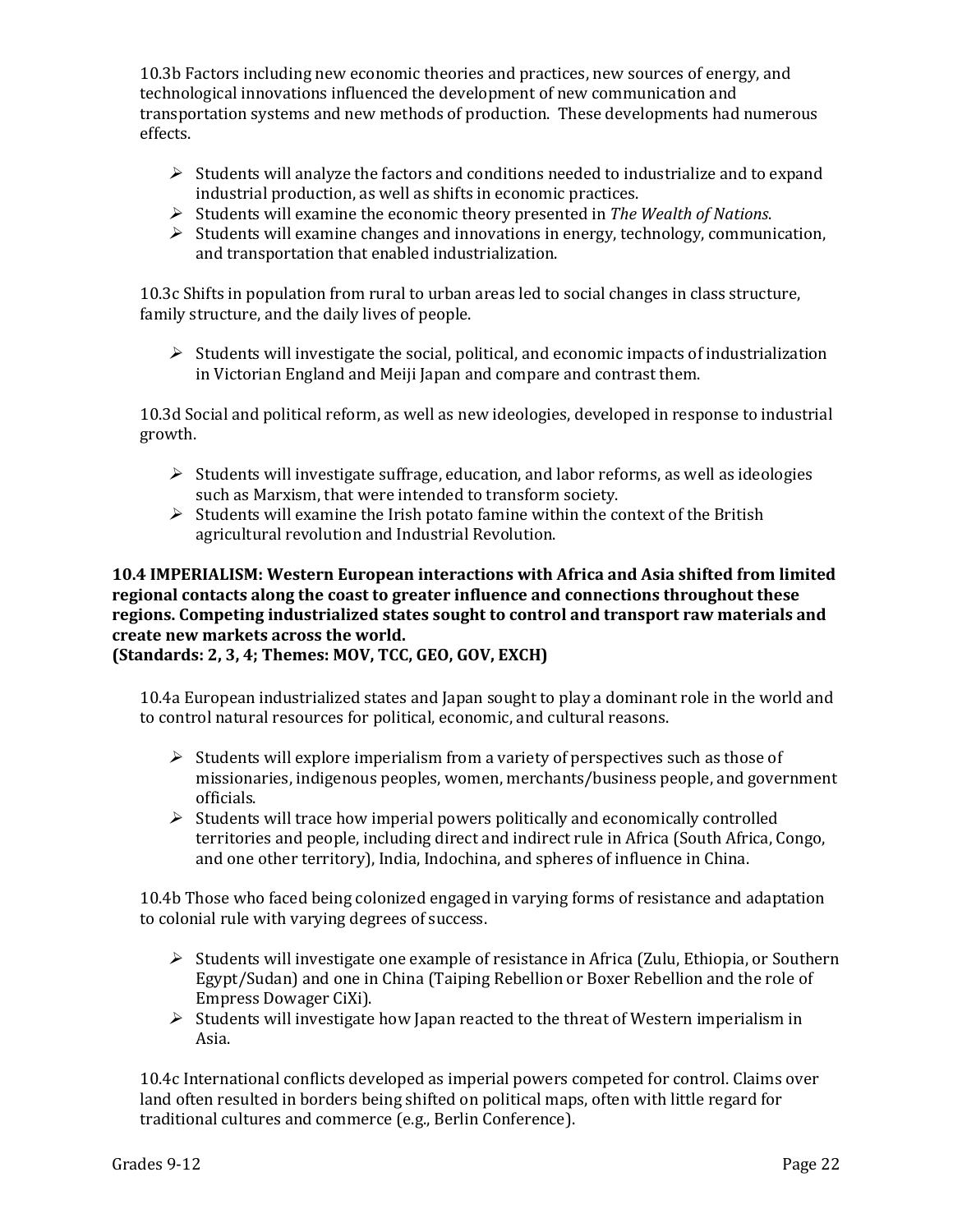10.3b Factors including new economic theories and practices, new sources of energy, and technological innovations influenced the development of new communication and transportation systems and new methods of production. These developments had numerous effects.

- Students will analyze the factors and conditions needed to industrialize and to expand industrial production, as well as shifts in economic practices.
- Students will examine the economic theory presented in *The Wealth of Nations*.
- Students will examine changes and innovations in energy, technology, communication, and transportation that enabled industrialization.

10.3c Shifts in population from rural to urban areas led to social changes in class structure, family structure, and the daily lives of people.

- Students will investigate the social, political, and economic impacts of industrialization in Victorian England and Meiji Japan and compare and contrast them.

10.3d Social and political reform, as well as new ideologies, developed in response to industrial growth.

- Students will investigate suffrage, education, and labor reforms, as well as ideologies such as Marxism, that were intended to transform society.
- Students will examine the Irish potato famine within the context of the British agricultural revolution and Industrial Revolution.

**10.4 IMPERIALISM: Western European interactions with Africa and Asia shifted from limited regional contacts along the coast to greater influence and connections throughout these regions. Competing industrialized states sought to control and transport raw materials and create new markets across the world.**
**(Standards: 2, 3, 4; Themes: MOV, TCC, GEO, GOV, EXCH)**

10.4a European industrialized states and Japan sought to play a dominant role in the world and to control natural resources for political, economic, and cultural reasons.

- Students will explore imperialism from a variety of perspectives such as those of missionaries, indigenous peoples, women, merchants/business people, and government officials.
- Students will trace how imperial powers politically and economically controlled territories and people, including direct and indirect rule in Africa (South Africa, Congo, and one other territory), India, Indochina, and spheres of influence in China.

10.4b Those who faced being colonized engaged in varying forms of resistance and adaptation to colonial rule with varying degrees of success.

- Students will investigate one example of resistance in Africa (Zulu, Ethiopia, or Southern Egypt/Sudan) and one in China (Taiping Rebellion or Boxer Rebellion and the role of Empress Dowager CiXi).
- Students will investigate how Japan reacted to the threat of Western imperialism in Asia.

10.4c International conflicts developed as imperial powers competed for control. Claims over land often resulted in borders being shifted on political maps, often with little regard for traditional cultures and commerce (e.g., Berlin Conference).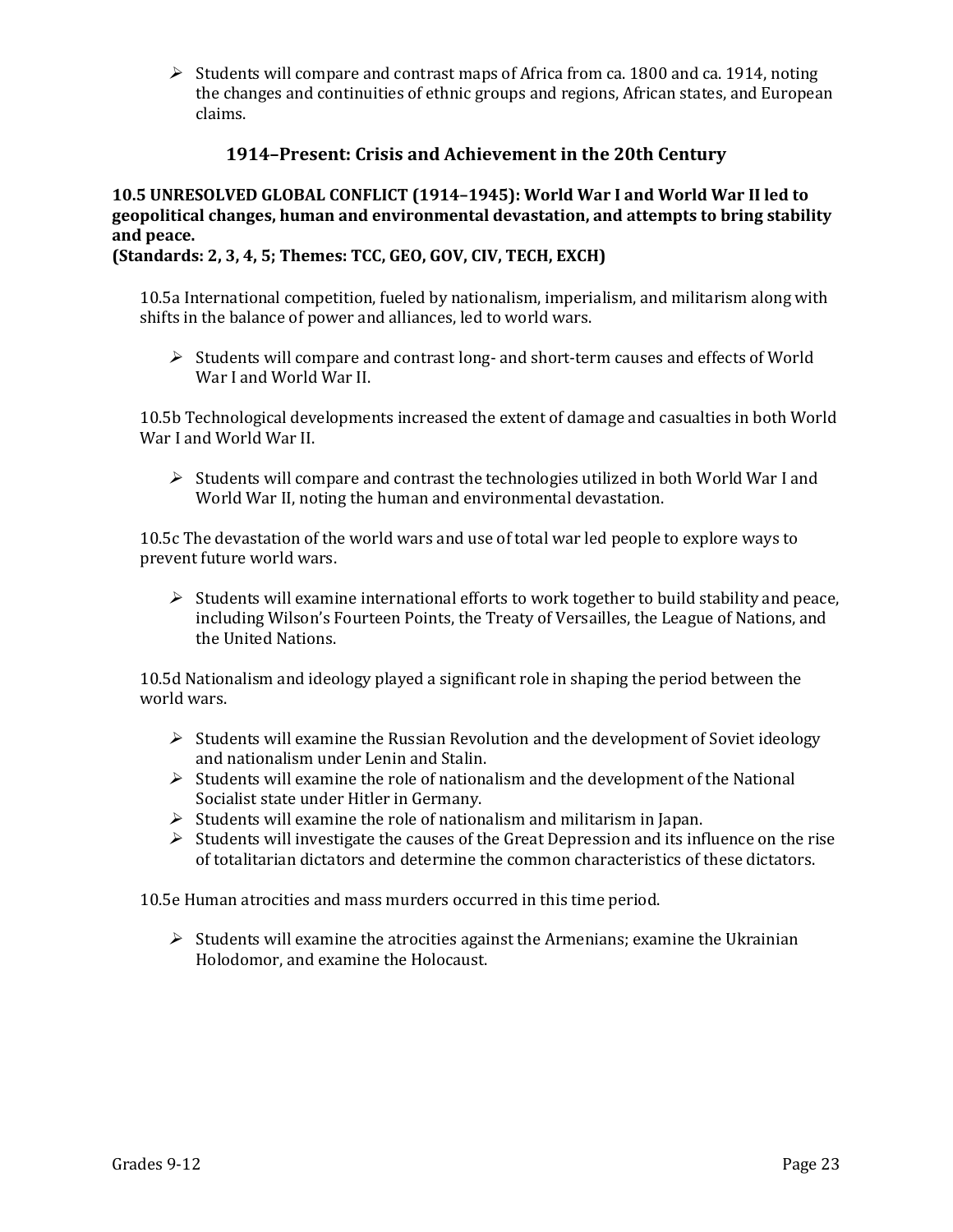- Students will compare and contrast maps of Africa from ca. 1800 and ca. 1914, noting the changes and continuities of ethnic groups and regions, African states, and European claims.

## 1914–Present: Crisis and Achievement in the 20th Century

**10.5 UNRESOLVED GLOBAL CONFLICT (1914–1945): World War I and World War II led to geopolitical changes, human and environmental devastation, and attempts to bring stability and peace.**
**(Standards: 2, 3, 4, 5; Themes: TCC, GEO, GOV, CIV, TECH, EXCH)**

10.5a International competition, fueled by nationalism, imperialism, and militarism along with shifts in the balance of power and alliances, led to world wars.

- Students will compare and contrast long- and short-term causes and effects of World War I and World War II.

10.5b Technological developments increased the extent of damage and casualties in both World War I and World War II.

- Students will compare and contrast the technologies utilized in both World War I and World War II, noting the human and environmental devastation.

10.5c The devastation of the world wars and use of total war led people to explore ways to prevent future world wars.

- Students will examine international efforts to work together to build stability and peace, including Wilson's Fourteen Points, the Treaty of Versailles, the League of Nations, and the United Nations.

10.5d Nationalism and ideology played a significant role in shaping the period between the world wars.

- Students will examine the Russian Revolution and the development of Soviet ideology and nationalism under Lenin and Stalin.
- Students will examine the role of nationalism and the development of the National Socialist state under Hitler in Germany.
- Students will examine the role of nationalism and militarism in Japan.
- Students will investigate the causes of the Great Depression and its influence on the rise of totalitarian dictators and determine the common characteristics of these dictators.

10.5e Human atrocities and mass murders occurred in this time period.

- Students will examine the atrocities against the Armenians; examine the Ukrainian Holodomor, and examine the Holocaust.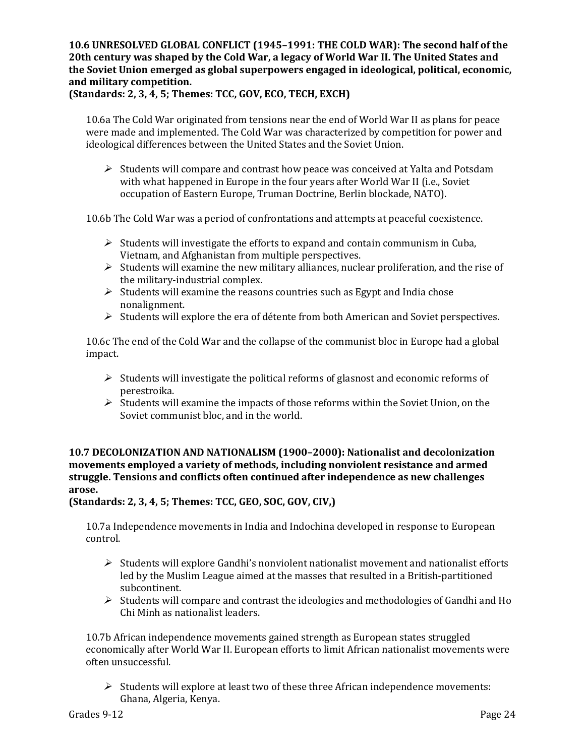**10.6 UNRESOLVED GLOBAL CONFLICT (1945–1991: THE COLD WAR): The second half of the 20th century was shaped by the Cold War, a legacy of World War II. The United States and the Soviet Union emerged as global superpowers engaged in ideological, political, economic, and military competition.**
**(Standards: 2, 3, 4, 5; Themes: TCC, GOV, ECO, TECH, EXCH)**

10.6a The Cold War originated from tensions near the end of World War II as plans for peace were made and implemented. The Cold War was characterized by competition for power and ideological differences between the United States and the Soviet Union.

- Students will compare and contrast how peace was conceived at Yalta and Potsdam with what happened in Europe in the four years after World War II (i.e., Soviet occupation of Eastern Europe, Truman Doctrine, Berlin blockade, NATO).

10.6b The Cold War was a period of confrontations and attempts at peaceful coexistence.

- Students will investigate the efforts to expand and contain communism in Cuba, Vietnam, and Afghanistan from multiple perspectives.
- Students will examine the new military alliances, nuclear proliferation, and the rise of the military-industrial complex.
- Students will examine the reasons countries such as Egypt and India chose nonalignment.
- Students will explore the era of détente from both American and Soviet perspectives.

10.6c The end of the Cold War and the collapse of the communist bloc in Europe had a global impact.

- Students will investigate the political reforms of glasnost and economic reforms of perestroika.
- Students will examine the impacts of those reforms within the Soviet Union, on the Soviet communist bloc, and in the world.

**10.7 DECOLONIZATION AND NATIONALISM (1900–2000): Nationalist and decolonization movements employed a variety of methods, including nonviolent resistance and armed struggle. Tensions and conflicts often continued after independence as new challenges arose.**
**(Standards: 2, 3, 4, 5; Themes: TCC, GEO, SOC, GOV, CIV,)**

10.7a Independence movements in India and Indochina developed in response to European control.

- Students will explore Gandhi's nonviolent nationalist movement and nationalist efforts led by the Muslim League aimed at the masses that resulted in a British-partitioned subcontinent.
- Students will compare and contrast the ideologies and methodologies of Gandhi and Ho Chi Minh as nationalist leaders.

10.7b African independence movements gained strength as European states struggled economically after World War II. European efforts to limit African nationalist movements were often unsuccessful.

- Students will explore at least two of these three African independence movements: Ghana, Algeria, Kenya.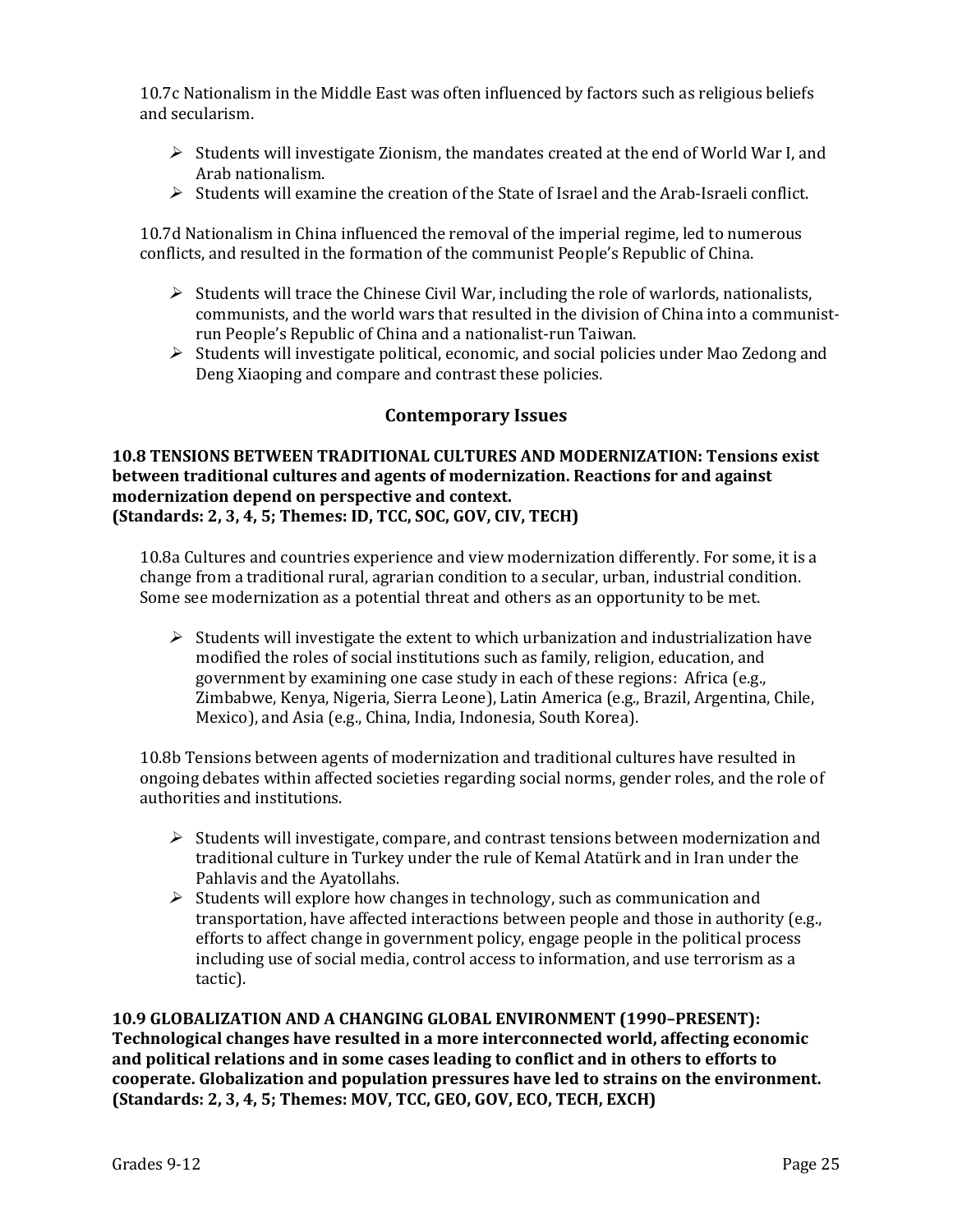10.7c Nationalism in the Middle East was often influenced by factors such as religious beliefs and secularism.

- Students will investigate Zionism, the mandates created at the end of World War I, and Arab nationalism.
- Students will examine the creation of the State of Israel and the Arab-Israeli conflict.

10.7d Nationalism in China influenced the removal of the imperial regime, led to numerous conflicts, and resulted in the formation of the communist People's Republic of China.

- Students will trace the Chinese Civil War, including the role of warlords, nationalists, communists, and the world wars that resulted in the division of China into a communist-run People's Republic of China and a nationalist-run Taiwan.
- Students will investigate political, economic, and social policies under Mao Zedong and Deng Xiaoping and compare and contrast these policies.

## Contemporary Issues

**10.8 TENSIONS BETWEEN TRADITIONAL CULTURES AND MODERNIZATION: Tensions exist between traditional cultures and agents of modernization. Reactions for and against modernization depend on perspective and context.**
**(Standards: 2, 3, 4, 5; Themes: ID, TCC, SOC, GOV, CIV, TECH)**

10.8a Cultures and countries experience and view modernization differently. For some, it is a change from a traditional rural, agrarian condition to a secular, urban, industrial condition. Some see modernization as a potential threat and others as an opportunity to be met.

- Students will investigate the extent to which urbanization and industrialization have modified the roles of social institutions such as family, religion, education, and government by examining one case study in each of these regions: Africa (e.g., Zimbabwe, Kenya, Nigeria, Sierra Leone), Latin America (e.g., Brazil, Argentina, Chile, Mexico), and Asia (e.g., China, India, Indonesia, South Korea).

10.8b Tensions between agents of modernization and traditional cultures have resulted in ongoing debates within affected societies regarding social norms, gender roles, and the role of authorities and institutions.

- Students will investigate, compare, and contrast tensions between modernization and traditional culture in Turkey under the rule of Kemal Atatürk and in Iran under the Pahlavis and the Ayatollahs.
- Students will explore how changes in technology, such as communication and transportation, have affected interactions between people and those in authority (e.g., efforts to affect change in government policy, engage people in the political process including use of social media, control access to information, and use terrorism as a tactic).

**10.9 GLOBALIZATION AND A CHANGING GLOBAL ENVIRONMENT (1990–PRESENT): Technological changes have resulted in a more interconnected world, affecting economic and political relations and in some cases leading to conflict and in others to efforts to cooperate. Globalization and population pressures have led to strains on the environment.**
**(Standards: 2, 3, 4, 5; Themes: MOV, TCC, GEO, GOV, ECO, TECH, EXCH)**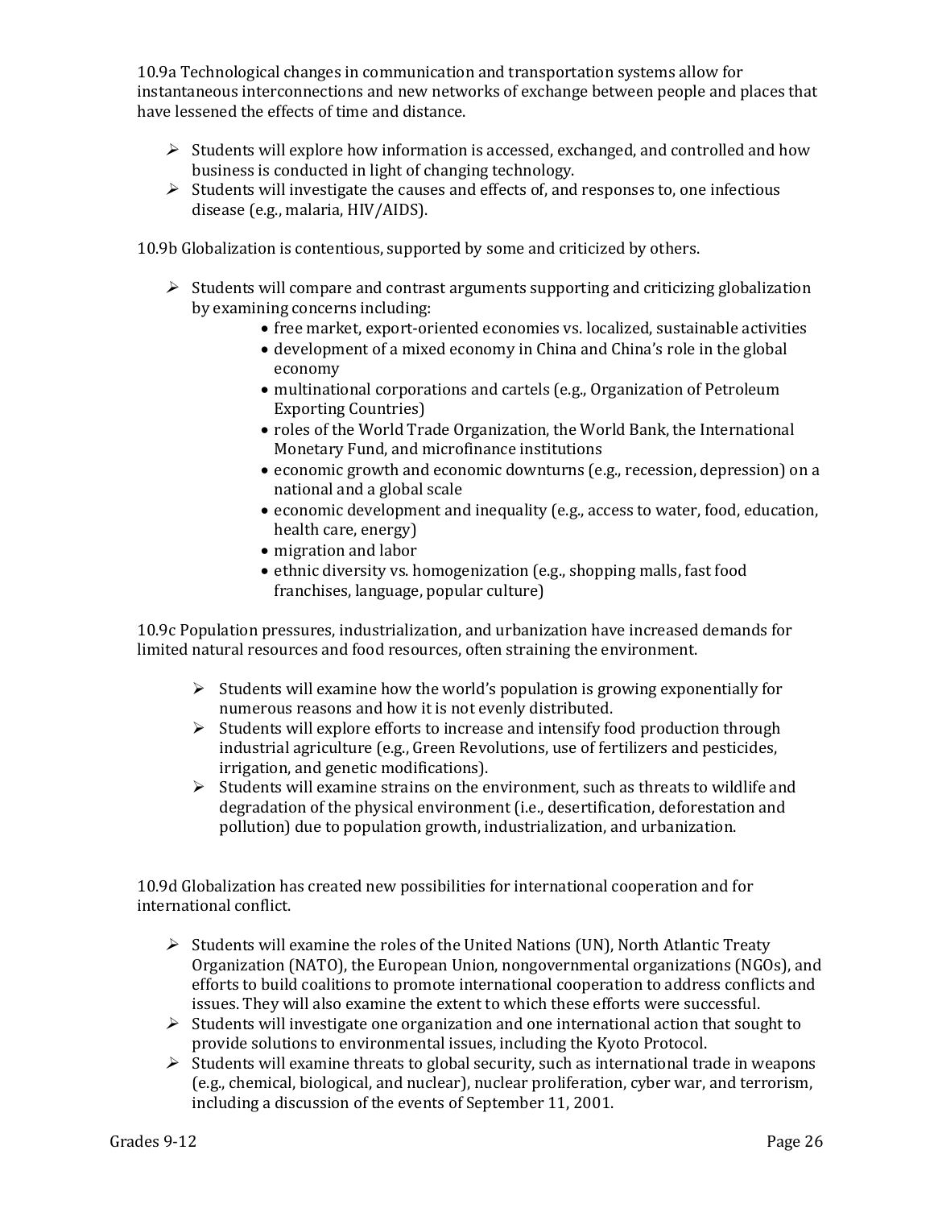10.9a Technological changes in communication and transportation systems allow for instantaneous interconnections and new networks of exchange between people and places that have lessened the effects of time and distance.

- Students will explore how information is accessed, exchanged, and controlled and how business is conducted in light of changing technology.
- Students will investigate the causes and effects of, and responses to, one infectious disease (e.g., malaria, HIV/AIDS).

10.9b Globalization is contentious, supported by some and criticized by others.

- Students will compare and contrast arguments supporting and criticizing globalization by examining concerns including:
  - free market, export-oriented economies vs. localized, sustainable activities
  - development of a mixed economy in China and China's role in the global economy
  - multinational corporations and cartels (e.g., Organization of Petroleum Exporting Countries)
  - roles of the World Trade Organization, the World Bank, the International Monetary Fund, and microfinance institutions
  - economic growth and economic downturns (e.g., recession, depression) on a national and a global scale
  - economic development and inequality (e.g., access to water, food, education, health care, energy)
  - migration and labor
  - ethnic diversity vs. homogenization (e.g., shopping malls, fast food franchises, language, popular culture)

10.9c Population pressures, industrialization, and urbanization have increased demands for limited natural resources and food resources, often straining the environment.

- Students will examine how the world's population is growing exponentially for numerous reasons and how it is not evenly distributed.
- Students will explore efforts to increase and intensify food production through industrial agriculture (e.g., Green Revolutions, use of fertilizers and pesticides, irrigation, and genetic modifications).
- Students will examine strains on the environment, such as threats to wildlife and degradation of the physical environment (i.e., desertification, deforestation and pollution) due to population growth, industrialization, and urbanization.

10.9d Globalization has created new possibilities for international cooperation and for international conflict.

- Students will examine the roles of the United Nations (UN), North Atlantic Treaty Organization (NATO), the European Union, nongovernmental organizations (NGOs), and efforts to build coalitions to promote international cooperation to address conflicts and issues. They will also examine the extent to which these efforts were successful.
- Students will investigate one organization and one international action that sought to provide solutions to environmental issues, including the Kyoto Protocol.
- Students will examine threats to global security, such as international trade in weapons (e.g., chemical, biological, and nuclear), nuclear proliferation, cyber war, and terrorism, including a discussion of the events of September 11, 2001.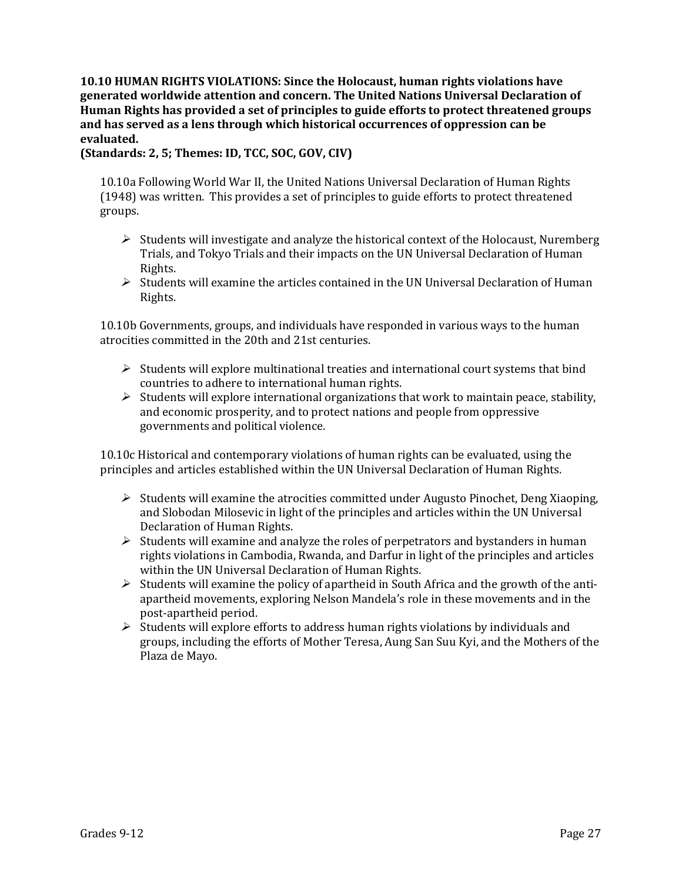**10.10 HUMAN RIGHTS VIOLATIONS: Since the Holocaust, human rights violations have generated worldwide attention and concern. The United Nations Universal Declaration of Human Rights has provided a set of principles to guide efforts to protect threatened groups and has served as a lens through which historical occurrences of oppression can be evaluated.**
**(Standards: 2, 5; Themes: ID, TCC, SOC, GOV, CIV)**

10.10a Following World War II, the United Nations Universal Declaration of Human Rights (1948) was written. This provides a set of principles to guide efforts to protect threatened groups.

- Students will investigate and analyze the historical context of the Holocaust, Nuremberg Trials, and Tokyo Trials and their impacts on the UN Universal Declaration of Human Rights.
- Students will examine the articles contained in the UN Universal Declaration of Human Rights.

10.10b Governments, groups, and individuals have responded in various ways to the human atrocities committed in the 20th and 21st centuries.

- Students will explore multinational treaties and international court systems that bind countries to adhere to international human rights.
- Students will explore international organizations that work to maintain peace, stability, and economic prosperity, and to protect nations and people from oppressive governments and political violence.

10.10c Historical and contemporary violations of human rights can be evaluated, using the principles and articles established within the UN Universal Declaration of Human Rights.

- Students will examine the atrocities committed under Augusto Pinochet, Deng Xiaoping, and Slobodan Milosevic in light of the principles and articles within the UN Universal Declaration of Human Rights.
- Students will examine and analyze the roles of perpetrators and bystanders in human rights violations in Cambodia, Rwanda, and Darfur in light of the principles and articles within the UN Universal Declaration of Human Rights.
- Students will examine the policy of apartheid in South Africa and the growth of the anti-apartheid movements, exploring Nelson Mandela's role in these movements and in the post-apartheid period.
- Students will explore efforts to address human rights violations by individuals and groups, including the efforts of Mother Teresa, Aung San Suu Kyi, and the Mothers of the Plaza de Mayo.